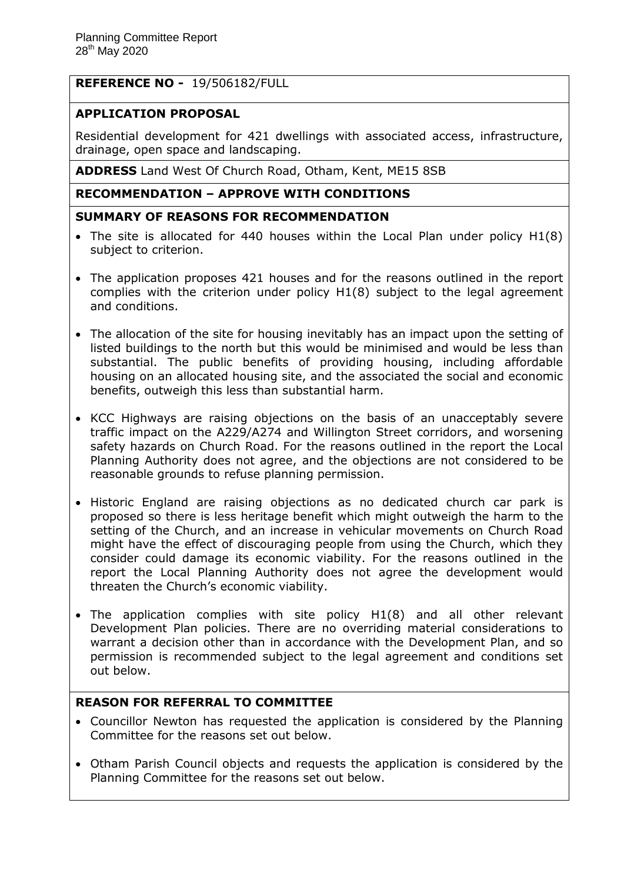Planning Committee Report
28th May 2020

**REFERENCE NO -** 19/506182/FULL

**APPLICATION PROPOSAL**

Residential development for 421 dwellings with associated access, infrastructure, drainage, open space and landscaping.

**ADDRESS** Land West Of Church Road, Otham, Kent, ME15 8SB

**RECOMMENDATION – APPROVE WITH CONDITIONS**

**SUMMARY OF REASONS FOR RECOMMENDATION**

- The site is allocated for 440 houses within the Local Plan under policy H1(8) subject to criterion.
- The application proposes 421 houses and for the reasons outlined in the report complies with the criterion under policy H1(8) subject to the legal agreement and conditions.
- The allocation of the site for housing inevitably has an impact upon the setting of listed buildings to the north but this would be minimised and would be less than substantial. The public benefits of providing housing, including affordable housing on an allocated housing site, and the associated the social and economic benefits, outweigh this less than substantial harm.
- KCC Highways are raising objections on the basis of an unacceptably severe traffic impact on the A229/A274 and Willington Street corridors, and worsening safety hazards on Church Road. For the reasons outlined in the report the Local Planning Authority does not agree, and the objections are not considered to be reasonable grounds to refuse planning permission.
- Historic England are raising objections as no dedicated church car park is proposed so there is less heritage benefit which might outweigh the harm to the setting of the Church, and an increase in vehicular movements on Church Road might have the effect of discouraging people from using the Church, which they consider could damage its economic viability. For the reasons outlined in the report the Local Planning Authority does not agree the development would threaten the Church's economic viability.
- The application complies with site policy H1(8) and all other relevant Development Plan policies. There are no overriding material considerations to warrant a decision other than in accordance with the Development Plan, and so permission is recommended subject to the legal agreement and conditions set out below.

**REASON FOR REFERRAL TO COMMITTEE**

- Councillor Newton has requested the application is considered by the Planning Committee for the reasons set out below.
- Otham Parish Council objects and requests the application is considered by the Planning Committee for the reasons set out below.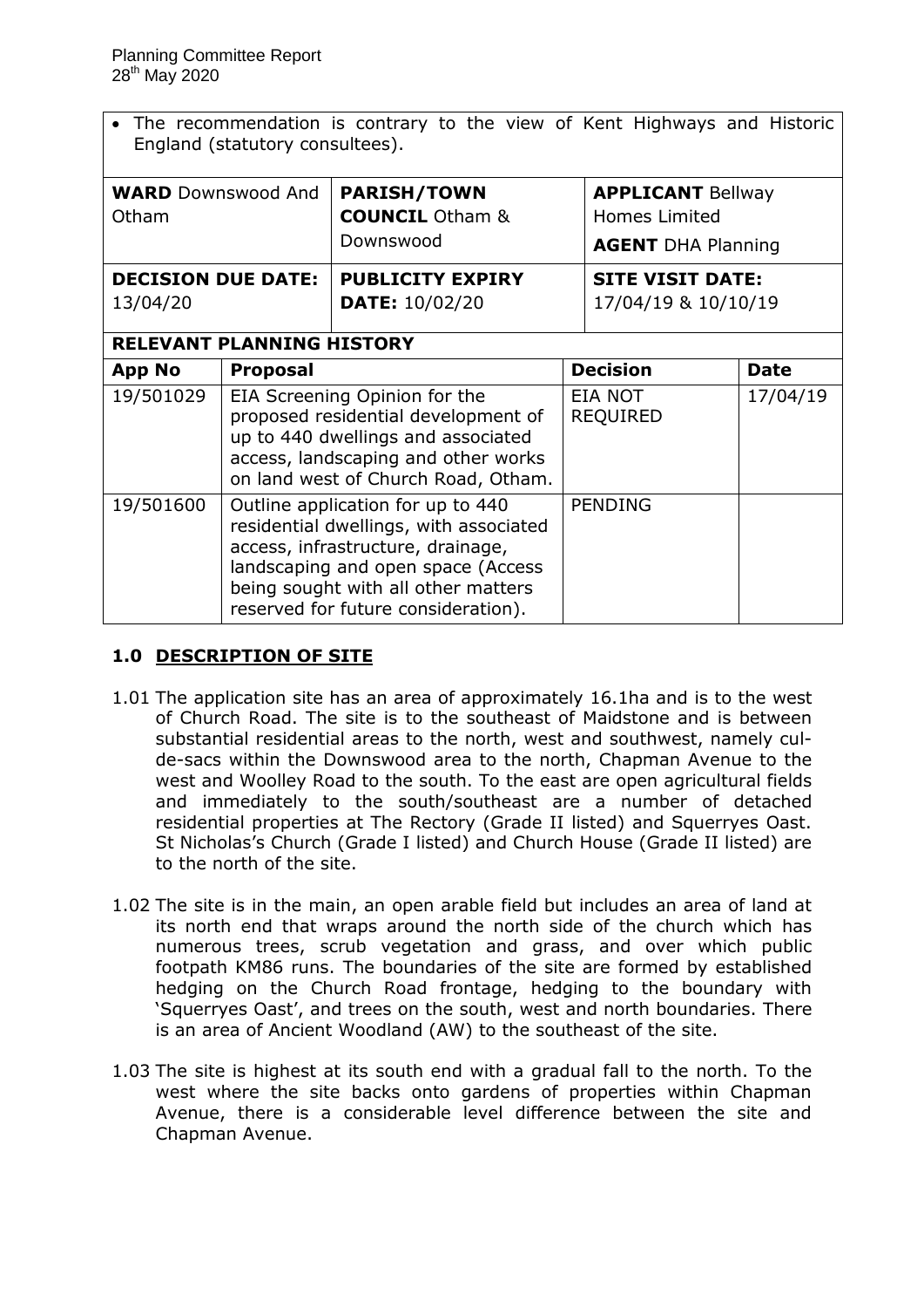- The recommendation is contrary to the view of Kent Highways and Historic England (statutory consultees).

| **WARD** Downswood And Otham | **PARISH/TOWN COUNCIL** Otham & Downswood | **APPLICANT** Bellway Homes Limited<br>**AGENT** DHA Planning |
|---|---|---|
| **DECISION DUE DATE:** 13/04/20 | **PUBLICITY EXPIRY DATE:** 10/02/20 | **SITE VISIT DATE:** 17/04/19 & 10/10/19 |

**RELEVANT PLANNING HISTORY**

| App No | Proposal | Decision | Date |
|---|---|---|---|
| 19/501029 | EIA Screening Opinion for the proposed residential development of up to 440 dwellings and associated access, landscaping and other works on land west of Church Road, Otham. | EIA NOT REQUIRED | 17/04/19 |
| 19/501600 | Outline application for up to 440 residential dwellings, with associated access, infrastructure, drainage, landscaping and open space (Access being sought with all other matters reserved for future consideration). | PENDING | |

## 1.0 DESCRIPTION OF SITE

1.01 The application site has an area of approximately 16.1ha and is to the west of Church Road. The site is to the southeast of Maidstone and is between substantial residential areas to the north, west and southwest, namely cul-de-sacs within the Downswood area to the north, Chapman Avenue to the west and Woolley Road to the south. To the east are open agricultural fields and immediately to the south/southeast are a number of detached residential properties at The Rectory (Grade II listed) and Squerryes Oast. St Nicholas's Church (Grade I listed) and Church House (Grade II listed) are to the north of the site.

1.02 The site is in the main, an open arable field but includes an area of land at its north end that wraps around the north side of the church which has numerous trees, scrub vegetation and grass, and over which public footpath KM86 runs. The boundaries of the site are formed by established hedging on the Church Road frontage, hedging to the boundary with 'Squerryes Oast', and trees on the south, west and north boundaries. There is an area of Ancient Woodland (AW) to the southeast of the site.

1.03 The site is highest at its south end with a gradual fall to the north. To the west where the site backs onto gardens of properties within Chapman Avenue, there is a considerable level difference between the site and Chapman Avenue.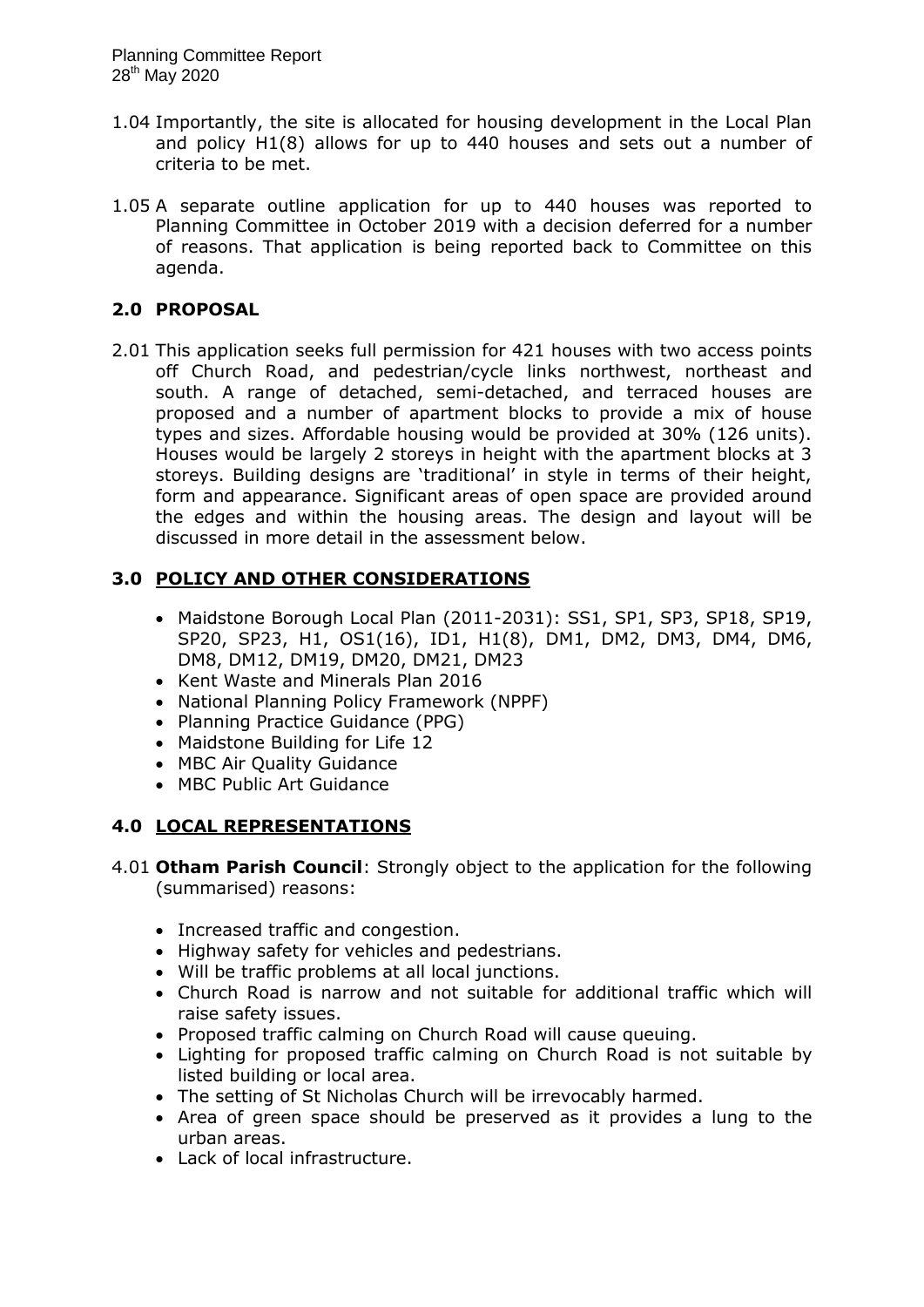1.04 Importantly, the site is allocated for housing development in the Local Plan and policy H1(8) allows for up to 440 houses and sets out a number of criteria to be met.

1.05 A separate outline application for up to 440 houses was reported to Planning Committee in October 2019 with a decision deferred for a number of reasons. That application is being reported back to Committee on this agenda.

## 2.0 PROPOSAL

2.01 This application seeks full permission for 421 houses with two access points off Church Road, and pedestrian/cycle links northwest, northeast and south. A range of detached, semi-detached, and terraced houses are proposed and a number of apartment blocks to provide a mix of house types and sizes. Affordable housing would be provided at 30% (126 units). Houses would be largely 2 storeys in height with the apartment blocks at 3 storeys. Building designs are 'traditional' in style in terms of their height, form and appearance. Significant areas of open space are provided around the edges and within the housing areas. The design and layout will be discussed in more detail in the assessment below.

## 3.0 POLICY AND OTHER CONSIDERATIONS

- Maidstone Borough Local Plan (2011-2031): SS1, SP1, SP3, SP18, SP19, SP20, SP23, H1, OS1(16), ID1, H1(8), DM1, DM2, DM3, DM4, DM6, DM8, DM12, DM19, DM20, DM21, DM23
- Kent Waste and Minerals Plan 2016
- National Planning Policy Framework (NPPF)
- Planning Practice Guidance (PPG)
- Maidstone Building for Life 12
- MBC Air Quality Guidance
- MBC Public Art Guidance

## 4.0 LOCAL REPRESENTATIONS

4.01 **Otham Parish Council**: Strongly object to the application for the following (summarised) reasons:

- Increased traffic and congestion.
- Highway safety for vehicles and pedestrians.
- Will be traffic problems at all local junctions.
- Church Road is narrow and not suitable for additional traffic which will raise safety issues.
- Proposed traffic calming on Church Road will cause queuing.
- Lighting for proposed traffic calming on Church Road is not suitable by listed building or local area.
- The setting of St Nicholas Church will be irrevocably harmed.
- Area of green space should be preserved as it provides a lung to the urban areas.
- Lack of local infrastructure.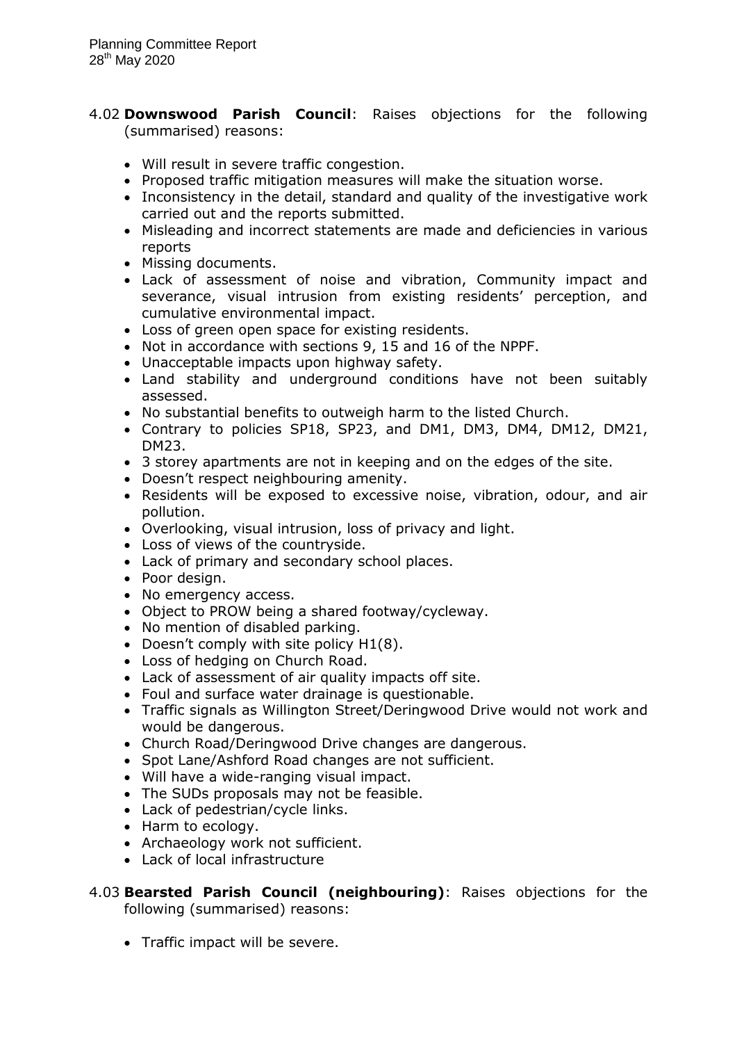4.02 **Downswood Parish Council**: Raises objections for the following (summarised) reasons:

- Will result in severe traffic congestion.
- Proposed traffic mitigation measures will make the situation worse.
- Inconsistency in the detail, standard and quality of the investigative work carried out and the reports submitted.
- Misleading and incorrect statements are made and deficiencies in various reports
- Missing documents.
- Lack of assessment of noise and vibration, Community impact and severance, visual intrusion from existing residents' perception, and cumulative environmental impact.
- Loss of green open space for existing residents.
- Not in accordance with sections 9, 15 and 16 of the NPPF.
- Unacceptable impacts upon highway safety.
- Land stability and underground conditions have not been suitably assessed.
- No substantial benefits to outweigh harm to the listed Church.
- Contrary to policies SP18, SP23, and DM1, DM3, DM4, DM12, DM21, DM23.
- 3 storey apartments are not in keeping and on the edges of the site.
- Doesn't respect neighbouring amenity.
- Residents will be exposed to excessive noise, vibration, odour, and air pollution.
- Overlooking, visual intrusion, loss of privacy and light.
- Loss of views of the countryside.
- Lack of primary and secondary school places.
- Poor design.
- No emergency access.
- Object to PROW being a shared footway/cycleway.
- No mention of disabled parking.
- Doesn't comply with site policy H1(8).
- Loss of hedging on Church Road.
- Lack of assessment of air quality impacts off site.
- Foul and surface water drainage is questionable.
- Traffic signals as Willington Street/Deringwood Drive would not work and would be dangerous.
- Church Road/Deringwood Drive changes are dangerous.
- Spot Lane/Ashford Road changes are not sufficient.
- Will have a wide-ranging visual impact.
- The SUDs proposals may not be feasible.
- Lack of pedestrian/cycle links.
- Harm to ecology.
- Archaeology work not sufficient.
- Lack of local infrastructure

4.03 **Bearsted Parish Council (neighbouring)**: Raises objections for the following (summarised) reasons:

- Traffic impact will be severe.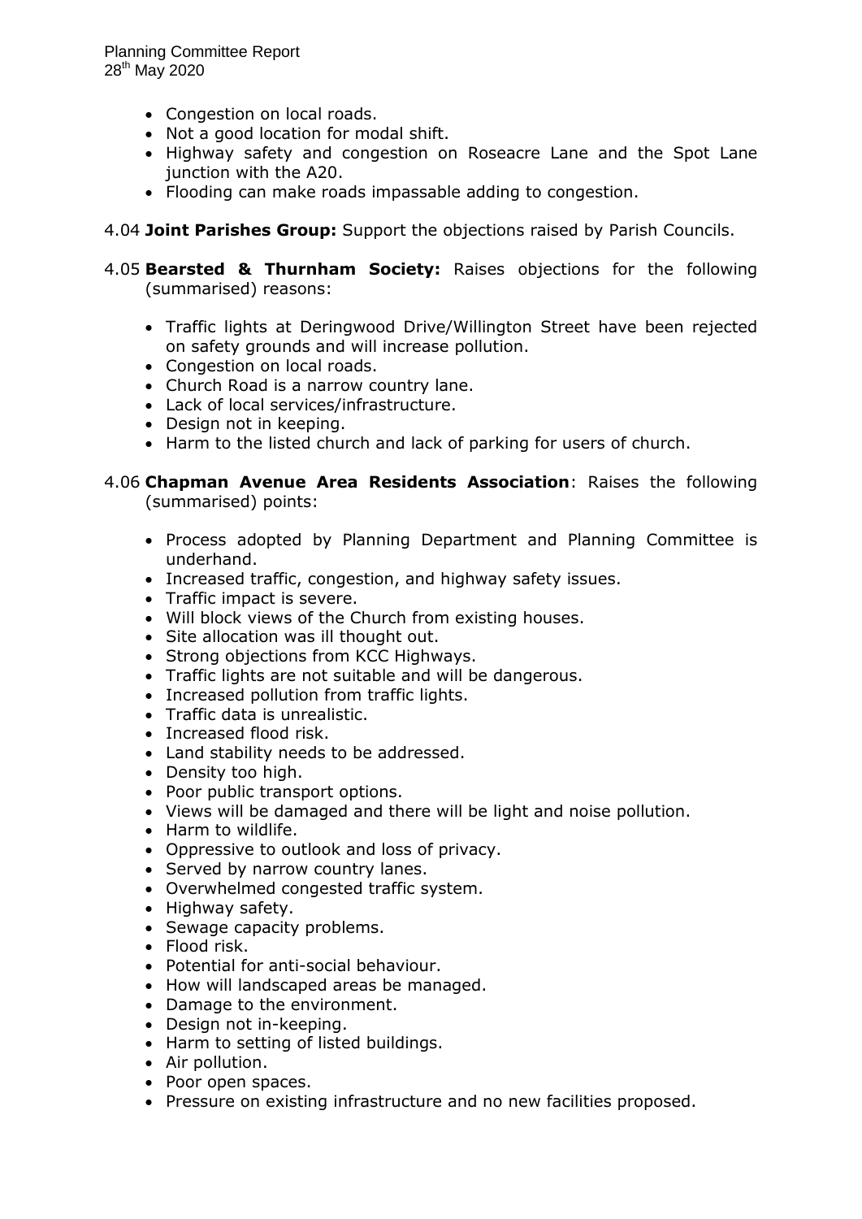- Congestion on local roads.
- Not a good location for modal shift.
- Highway safety and congestion on Roseacre Lane and the Spot Lane junction with the A20.
- Flooding can make roads impassable adding to congestion.

4.04 **Joint Parishes Group:** Support the objections raised by Parish Councils.

4.05 **Bearsted & Thurnham Society:** Raises objections for the following (summarised) reasons:

- Traffic lights at Deringwood Drive/Willington Street have been rejected on safety grounds and will increase pollution.
- Congestion on local roads.
- Church Road is a narrow country lane.
- Lack of local services/infrastructure.
- Design not in keeping.
- Harm to the listed church and lack of parking for users of church.

4.06 **Chapman Avenue Area Residents Association**: Raises the following (summarised) points:

- Process adopted by Planning Department and Planning Committee is underhand.
- Increased traffic, congestion, and highway safety issues.
- Traffic impact is severe.
- Will block views of the Church from existing houses.
- Site allocation was ill thought out.
- Strong objections from KCC Highways.
- Traffic lights are not suitable and will be dangerous.
- Increased pollution from traffic lights.
- Traffic data is unrealistic.
- Increased flood risk.
- Land stability needs to be addressed.
- Density too high.
- Poor public transport options.
- Views will be damaged and there will be light and noise pollution.
- Harm to wildlife.
- Oppressive to outlook and loss of privacy.
- Served by narrow country lanes.
- Overwhelmed congested traffic system.
- Highway safety.
- Sewage capacity problems.
- Flood risk.
- Potential for anti-social behaviour.
- How will landscaped areas be managed.
- Damage to the environment.
- Design not in-keeping.
- Harm to setting of listed buildings.
- Air pollution.
- Poor open spaces.
- Pressure on existing infrastructure and no new facilities proposed.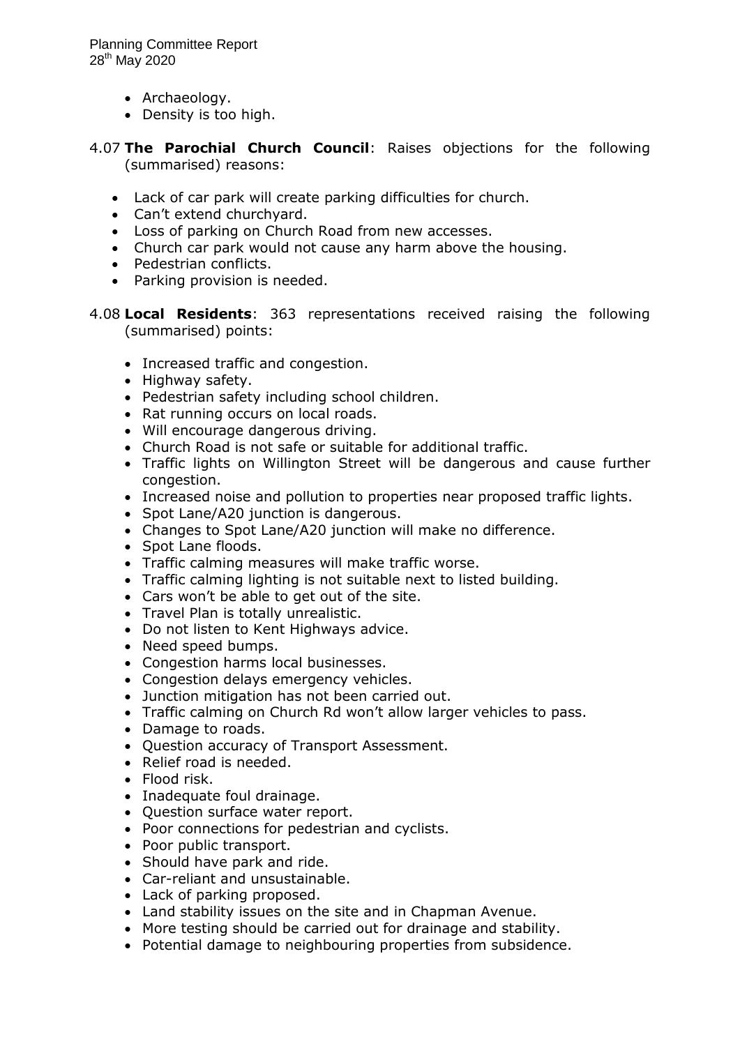- Archaeology.
- Density is too high.

4.07 **The Parochial Church Council**: Raises objections for the following (summarised) reasons:

- Lack of car park will create parking difficulties for church.
- Can't extend churchyard.
- Loss of parking on Church Road from new accesses.
- Church car park would not cause any harm above the housing.
- Pedestrian conflicts.
- Parking provision is needed.

4.08 **Local Residents**: 363 representations received raising the following (summarised) points:

- Increased traffic and congestion.
- Highway safety.
- Pedestrian safety including school children.
- Rat running occurs on local roads.
- Will encourage dangerous driving.
- Church Road is not safe or suitable for additional traffic.
- Traffic lights on Willington Street will be dangerous and cause further congestion.
- Increased noise and pollution to properties near proposed traffic lights.
- Spot Lane/A20 junction is dangerous.
- Changes to Spot Lane/A20 junction will make no difference.
- Spot Lane floods.
- Traffic calming measures will make traffic worse.
- Traffic calming lighting is not suitable next to listed building.
- Cars won't be able to get out of the site.
- Travel Plan is totally unrealistic.
- Do not listen to Kent Highways advice.
- Need speed bumps.
- Congestion harms local businesses.
- Congestion delays emergency vehicles.
- Junction mitigation has not been carried out.
- Traffic calming on Church Rd won't allow larger vehicles to pass.
- Damage to roads.
- Question accuracy of Transport Assessment.
- Relief road is needed.
- Flood risk.
- Inadequate foul drainage.
- Question surface water report.
- Poor connections for pedestrian and cyclists.
- Poor public transport.
- Should have park and ride.
- Car-reliant and unsustainable.
- Lack of parking proposed.
- Land stability issues on the site and in Chapman Avenue.
- More testing should be carried out for drainage and stability.
- Potential damage to neighbouring properties from subsidence.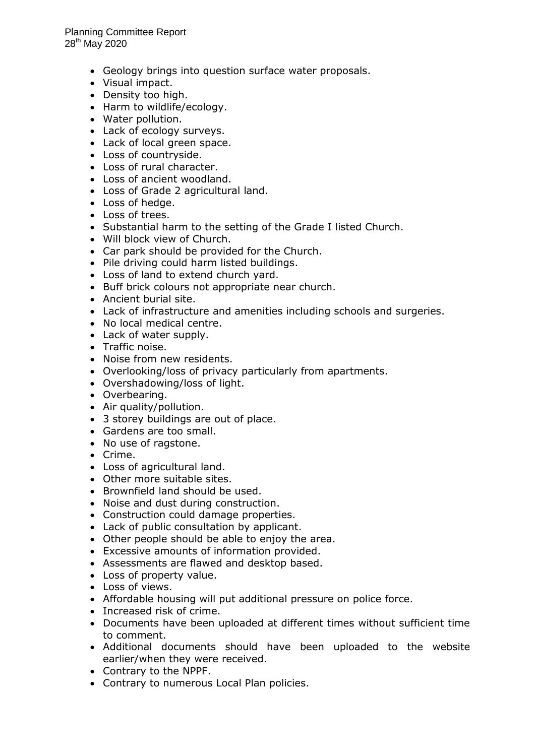- Geology brings into question surface water proposals.
- Visual impact.
- Density too high.
- Harm to wildlife/ecology.
- Water pollution.
- Lack of ecology surveys.
- Lack of local green space.
- Loss of countryside.
- Loss of rural character.
- Loss of ancient woodland.
- Loss of Grade 2 agricultural land.
- Loss of hedge.
- Loss of trees.
- Substantial harm to the setting of the Grade I listed Church.
- Will block view of Church.
- Car park should be provided for the Church.
- Pile driving could harm listed buildings.
- Loss of land to extend church yard.
- Buff brick colours not appropriate near church.
- Ancient burial site.
- Lack of infrastructure and amenities including schools and surgeries.
- No local medical centre.
- Lack of water supply.
- Traffic noise.
- Noise from new residents.
- Overlooking/loss of privacy particularly from apartments.
- Overshadowing/loss of light.
- Overbearing.
- Air quality/pollution.
- 3 storey buildings are out of place.
- Gardens are too small.
- No use of ragstone.
- Crime.
- Loss of agricultural land.
- Other more suitable sites.
- Brownfield land should be used.
- Noise and dust during construction.
- Construction could damage properties.
- Lack of public consultation by applicant.
- Other people should be able to enjoy the area.
- Excessive amounts of information provided.
- Assessments are flawed and desktop based.
- Loss of property value.
- Loss of views.
- Affordable housing will put additional pressure on police force.
- Increased risk of crime.
- Documents have been uploaded at different times without sufficient time to comment.
- Additional documents should have been uploaded to the website earlier/when they were received.
- Contrary to the NPPF.
- Contrary to numerous Local Plan policies.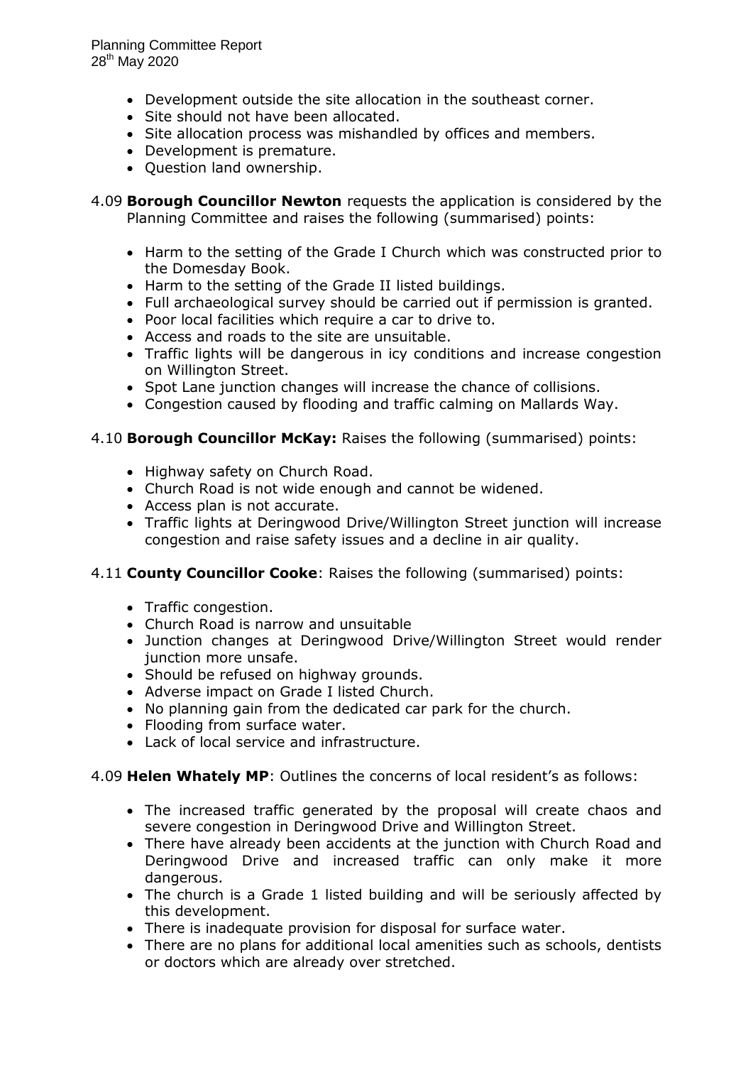- Development outside the site allocation in the southeast corner.
- Site should not have been allocated.
- Site allocation process was mishandled by offices and members.
- Development is premature.
- Question land ownership.

4.09 **Borough Councillor Newton** requests the application is considered by the Planning Committee and raises the following (summarised) points:

- Harm to the setting of the Grade I Church which was constructed prior to the Domesday Book.
- Harm to the setting of the Grade II listed buildings.
- Full archaeological survey should be carried out if permission is granted.
- Poor local facilities which require a car to drive to.
- Access and roads to the site are unsuitable.
- Traffic lights will be dangerous in icy conditions and increase congestion on Willington Street.
- Spot Lane junction changes will increase the chance of collisions.
- Congestion caused by flooding and traffic calming on Mallards Way.

4.10 **Borough Councillor McKay:** Raises the following (summarised) points:

- Highway safety on Church Road.
- Church Road is not wide enough and cannot be widened.
- Access plan is not accurate.
- Traffic lights at Deringwood Drive/Willington Street junction will increase congestion and raise safety issues and a decline in air quality.

4.11 **County Councillor Cooke**: Raises the following (summarised) points:

- Traffic congestion.
- Church Road is narrow and unsuitable
- Junction changes at Deringwood Drive/Willington Street would render junction more unsafe.
- Should be refused on highway grounds.
- Adverse impact on Grade I listed Church.
- No planning gain from the dedicated car park for the church.
- Flooding from surface water.
- Lack of local service and infrastructure.

4.09 **Helen Whately MP**: Outlines the concerns of local resident's as follows:

- The increased traffic generated by the proposal will create chaos and severe congestion in Deringwood Drive and Willington Street.
- There have already been accidents at the junction with Church Road and Deringwood Drive and increased traffic can only make it more dangerous.
- The church is a Grade 1 listed building and will be seriously affected by this development.
- There is inadequate provision for disposal for surface water.
- There are no plans for additional local amenities such as schools, dentists or doctors which are already over stretched.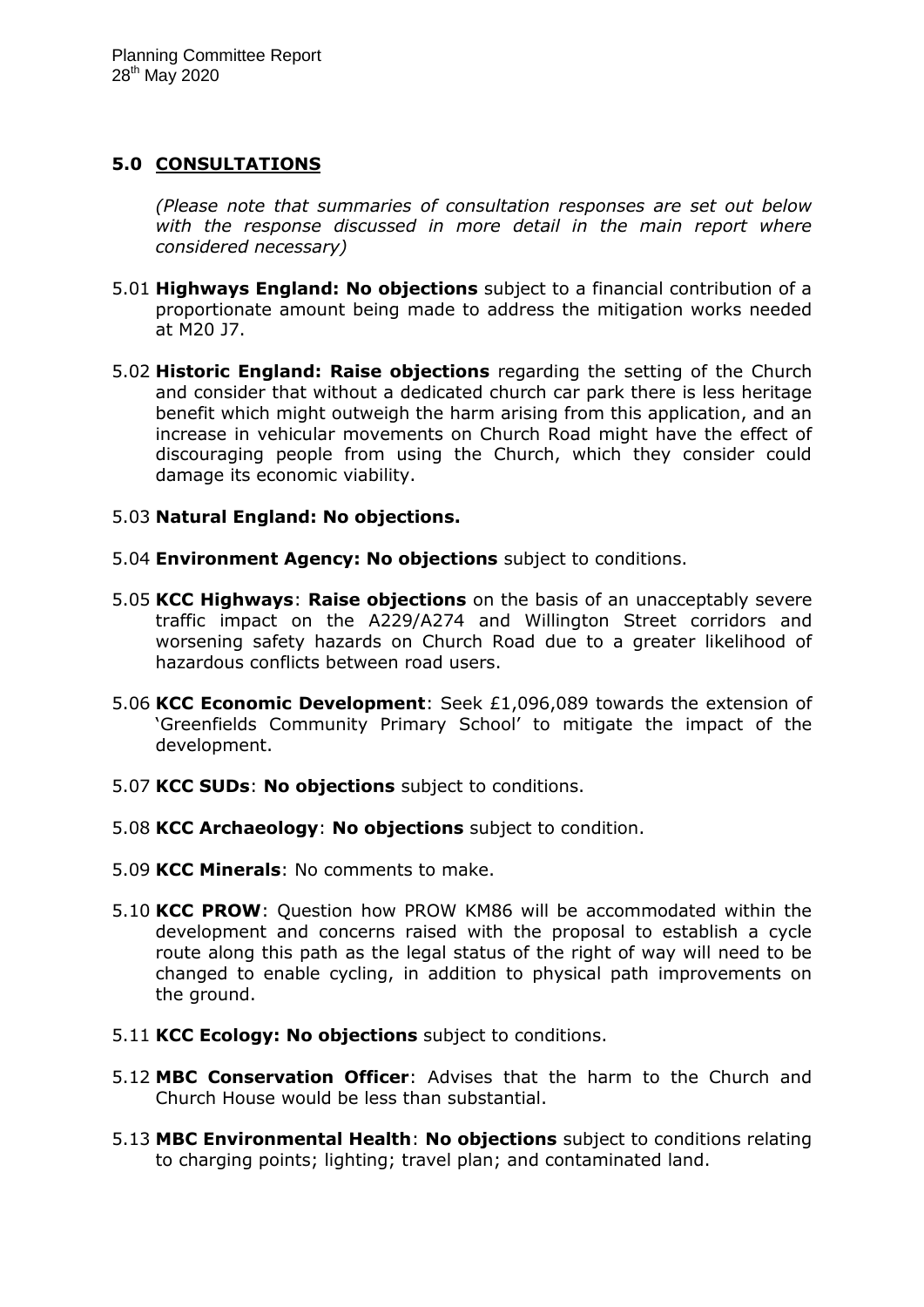## 5.0 CONSULTATIONS

*(Please note that summaries of consultation responses are set out below with the response discussed in more detail in the main report where considered necessary)*

5.01 **Highways England: No objections** subject to a financial contribution of a proportionate amount being made to address the mitigation works needed at M20 J7.

5.02 **Historic England: Raise objections** regarding the setting of the Church and consider that without a dedicated church car park there is less heritage benefit which might outweigh the harm arising from this application, and an increase in vehicular movements on Church Road might have the effect of discouraging people from using the Church, which they consider could damage its economic viability.

5.03 **Natural England: No objections.**

5.04 **Environment Agency: No objections** subject to conditions.

5.05 **KCC Highways**: **Raise objections** on the basis of an unacceptably severe traffic impact on the A229/A274 and Willington Street corridors and worsening safety hazards on Church Road due to a greater likelihood of hazardous conflicts between road users.

5.06 **KCC Economic Development**: Seek £1,096,089 towards the extension of 'Greenfields Community Primary School' to mitigate the impact of the development.

5.07 **KCC SUDs**: **No objections** subject to conditions.

5.08 **KCC Archaeology**: **No objections** subject to condition.

5.09 **KCC Minerals**: No comments to make.

5.10 **KCC PROW**: Question how PROW KM86 will be accommodated within the development and concerns raised with the proposal to establish a cycle route along this path as the legal status of the right of way will need to be changed to enable cycling, in addition to physical path improvements on the ground.

5.11 **KCC Ecology: No objections** subject to conditions.

5.12 **MBC Conservation Officer**: Advises that the harm to the Church and Church House would be less than substantial.

5.13 **MBC Environmental Health**: **No objections** subject to conditions relating to charging points; lighting; travel plan; and contaminated land.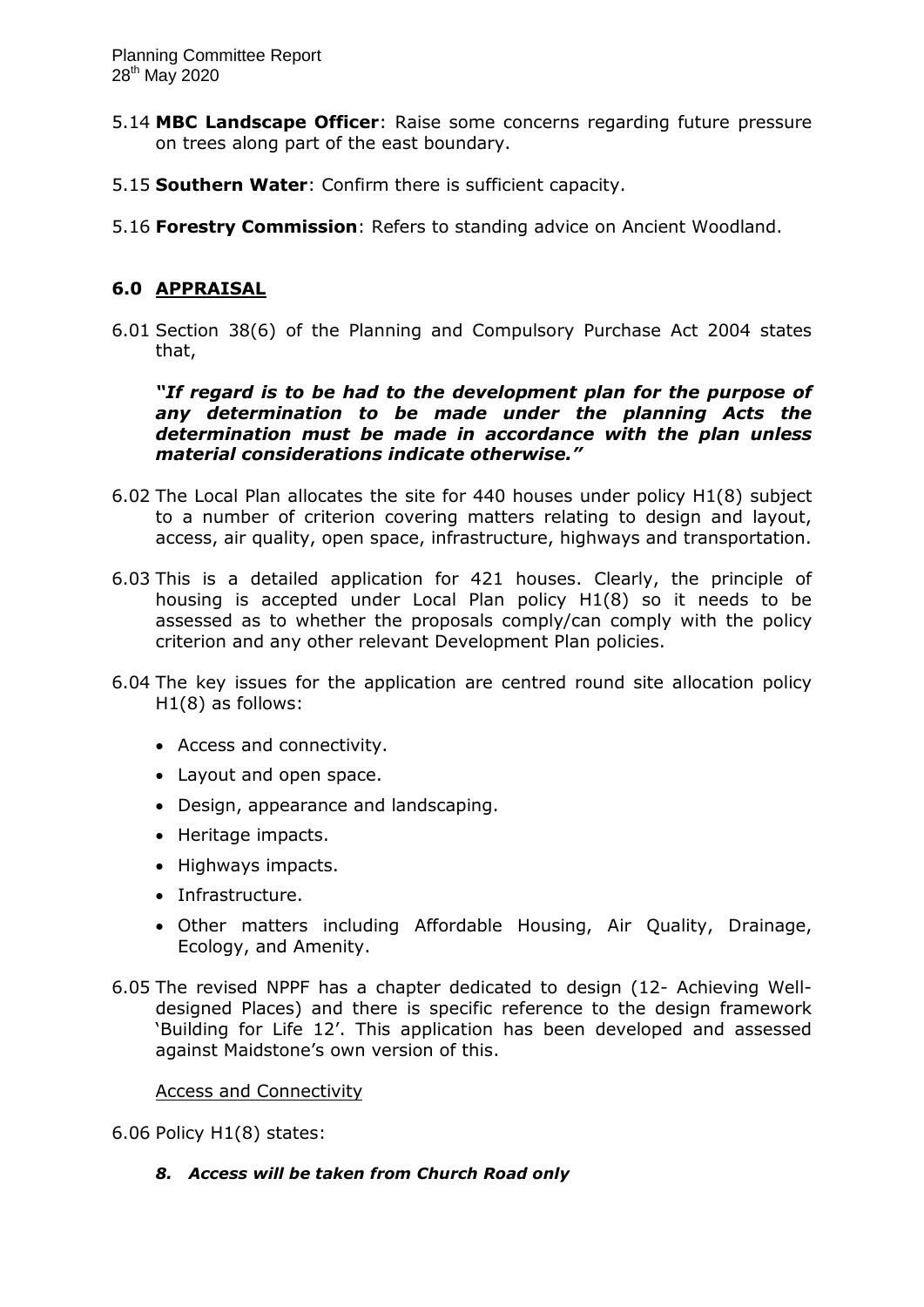5.14 **MBC Landscape Officer**: Raise some concerns regarding future pressure on trees along part of the east boundary.

5.15 **Southern Water**: Confirm there is sufficient capacity.

5.16 **Forestry Commission**: Refers to standing advice on Ancient Woodland.

## 6.0 APPRAISAL

6.01 Section 38(6) of the Planning and Compulsory Purchase Act 2004 states that,

***"If regard is to be had to the development plan for the purpose of any determination to be made under the planning Acts the determination must be made in accordance with the plan unless material considerations indicate otherwise."***

6.02 The Local Plan allocates the site for 440 houses under policy H1(8) subject to a number of criterion covering matters relating to design and layout, access, air quality, open space, infrastructure, highways and transportation.

6.03 This is a detailed application for 421 houses. Clearly, the principle of housing is accepted under Local Plan policy H1(8) so it needs to be assessed as to whether the proposals comply/can comply with the policy criterion and any other relevant Development Plan policies.

6.04 The key issues for the application are centred round site allocation policy H1(8) as follows:

- Access and connectivity.
- Layout and open space.
- Design, appearance and landscaping.
- Heritage impacts.
- Highways impacts.
- Infrastructure.
- Other matters including Affordable Housing, Air Quality, Drainage, Ecology, and Amenity.

6.05 The revised NPPF has a chapter dedicated to design (12- Achieving Well-designed Places) and there is specific reference to the design framework 'Building for Life 12'. This application has been developed and assessed against Maidstone's own version of this.

Access and Connectivity

6.06 Policy H1(8) states:

***8. Access will be taken from Church Road only***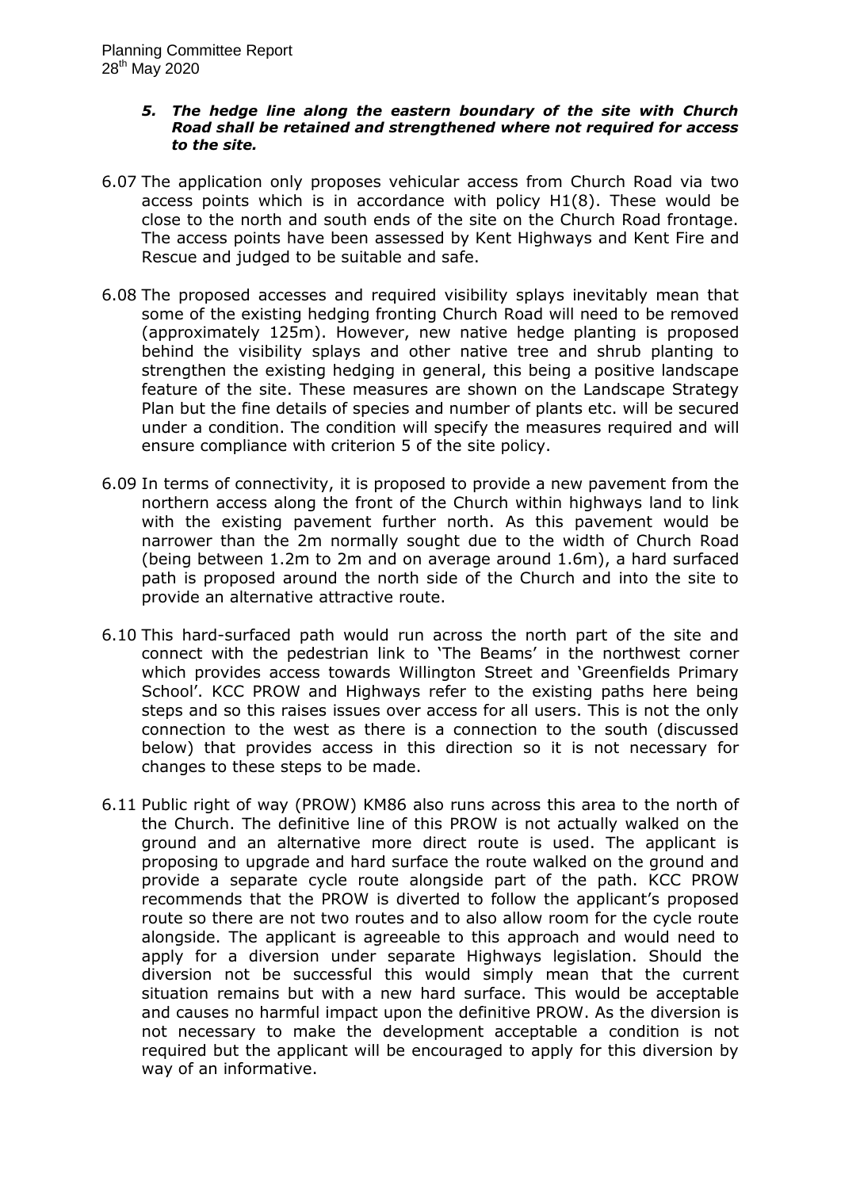*5. **The hedge line along the eastern boundary of the site with Church Road shall be retained and strengthened where not required for access to the site.***

6.07 The application only proposes vehicular access from Church Road via two access points which is in accordance with policy H1(8). These would be close to the north and south ends of the site on the Church Road frontage. The access points have been assessed by Kent Highways and Kent Fire and Rescue and judged to be suitable and safe.

6.08 The proposed accesses and required visibility splays inevitably mean that some of the existing hedging fronting Church Road will need to be removed (approximately 125m). However, new native hedge planting is proposed behind the visibility splays and other native tree and shrub planting to strengthen the existing hedging in general, this being a positive landscape feature of the site. These measures are shown on the Landscape Strategy Plan but the fine details of species and number of plants etc. will be secured under a condition. The condition will specify the measures required and will ensure compliance with criterion 5 of the site policy.

6.09 In terms of connectivity, it is proposed to provide a new pavement from the northern access along the front of the Church within highways land to link with the existing pavement further north. As this pavement would be narrower than the 2m normally sought due to the width of Church Road (being between 1.2m to 2m and on average around 1.6m), a hard surfaced path is proposed around the north side of the Church and into the site to provide an alternative attractive route.

6.10 This hard-surfaced path would run across the north part of the site and connect with the pedestrian link to 'The Beams' in the northwest corner which provides access towards Willington Street and 'Greenfields Primary School'. KCC PROW and Highways refer to the existing paths here being steps and so this raises issues over access for all users. This is not the only connection to the west as there is a connection to the south (discussed below) that provides access in this direction so it is not necessary for changes to these steps to be made.

6.11 Public right of way (PROW) KM86 also runs across this area to the north of the Church. The definitive line of this PROW is not actually walked on the ground and an alternative more direct route is used. The applicant is proposing to upgrade and hard surface the route walked on the ground and provide a separate cycle route alongside part of the path. KCC PROW recommends that the PROW is diverted to follow the applicant's proposed route so there are not two routes and to also allow room for the cycle route alongside. The applicant is agreeable to this approach and would need to apply for a diversion under separate Highways legislation. Should the diversion not be successful this would simply mean that the current situation remains but with a new hard surface. This would be acceptable and causes no harmful impact upon the definitive PROW. As the diversion is not necessary to make the development acceptable a condition is not required but the applicant will be encouraged to apply for this diversion by way of an informative.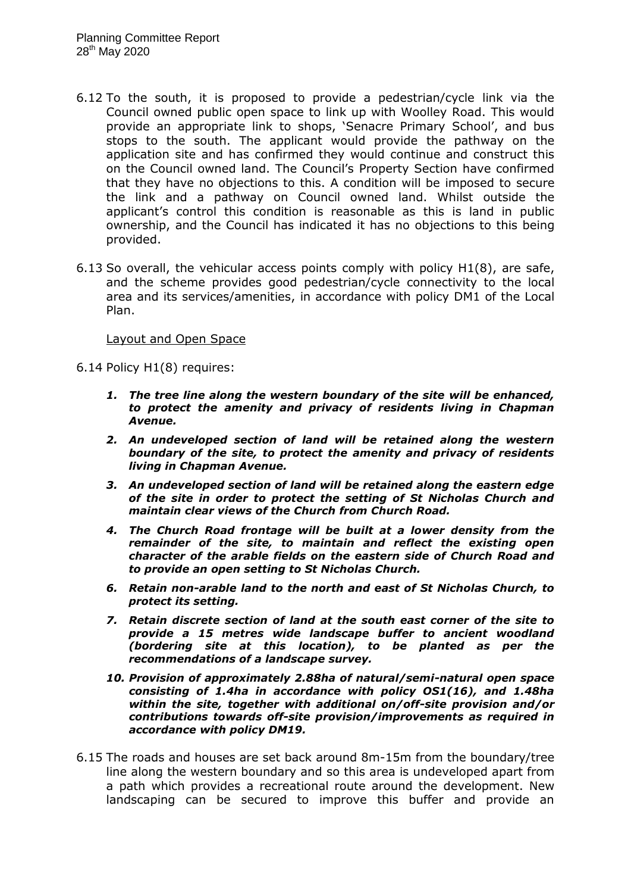6.12 To the south, it is proposed to provide a pedestrian/cycle link via the Council owned public open space to link up with Woolley Road. This would provide an appropriate link to shops, 'Senacre Primary School', and bus stops to the south. The applicant would provide the pathway on the application site and has confirmed they would continue and construct this on the Council owned land. The Council's Property Section have confirmed that they have no objections to this. A condition will be imposed to secure the link and a pathway on Council owned land. Whilst outside the applicant's control this condition is reasonable as this is land in public ownership, and the Council has indicated it has no objections to this being provided.

6.13 So overall, the vehicular access points comply with policy H1(8), are safe, and the scheme provides good pedestrian/cycle connectivity to the local area and its services/amenities, in accordance with policy DM1 of the Local Plan.

<u>Layout and Open Space</u>

6.14 Policy H1(8) requires:

> ***1. The tree line along the western boundary of the site will be enhanced, to protect the amenity and privacy of residents living in Chapman Avenue.***
>
> ***2. An undeveloped section of land will be retained along the western boundary of the site, to protect the amenity and privacy of residents living in Chapman Avenue.***
>
> ***3. An undeveloped section of land will be retained along the eastern edge of the site in order to protect the setting of St Nicholas Church and maintain clear views of the Church from Church Road.***
>
> ***4. The Church Road frontage will be built at a lower density from the remainder of the site, to maintain and reflect the existing open character of the arable fields on the eastern side of Church Road and to provide an open setting to St Nicholas Church.***
>
> ***6. Retain non-arable land to the north and east of St Nicholas Church, to protect its setting.***
>
> ***7. Retain discrete section of land at the south east corner of the site to provide a 15 metres wide landscape buffer to ancient woodland (bordering site at this location), to be planted as per the recommendations of a landscape survey.***
>
> ***10. Provision of approximately 2.88ha of natural/semi-natural open space consisting of 1.4ha in accordance with policy OS1(16), and 1.48ha within the site, together with additional on/off-site provision and/or contributions towards off-site provision/improvements as required in accordance with policy DM19.***

6.15 The roads and houses are set back around 8m-15m from the boundary/tree line along the western boundary and so this area is undeveloped apart from a path which provides a recreational route around the development. New landscaping can be secured to improve this buffer and provide an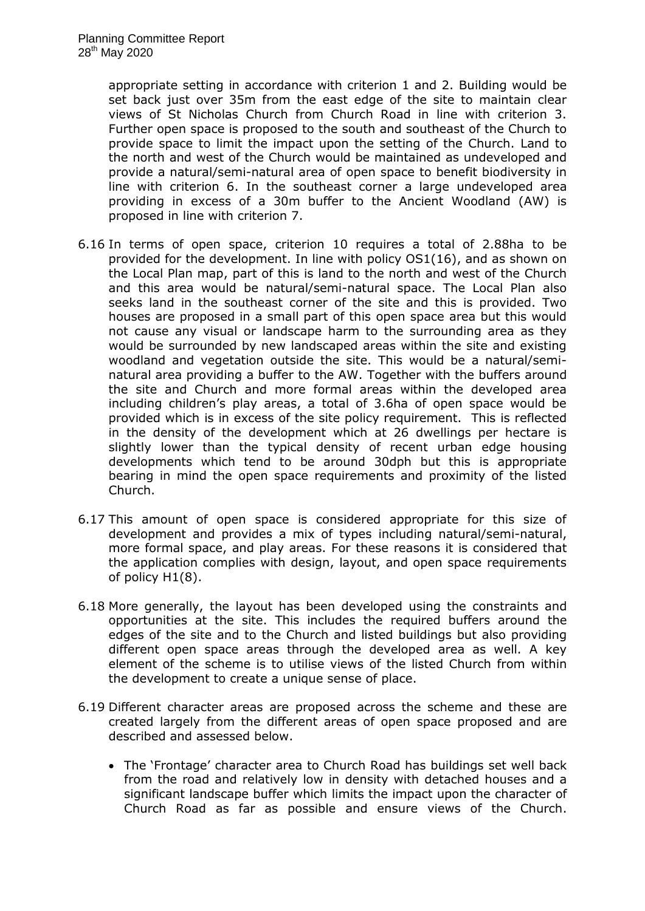appropriate setting in accordance with criterion 1 and 2. Building would be set back just over 35m from the east edge of the site to maintain clear views of St Nicholas Church from Church Road in line with criterion 3. Further open space is proposed to the south and southeast of the Church to provide space to limit the impact upon the setting of the Church. Land to the north and west of the Church would be maintained as undeveloped and provide a natural/semi-natural area of open space to benefit biodiversity in line with criterion 6. In the southeast corner a large undeveloped area providing in excess of a 30m buffer to the Ancient Woodland (AW) is proposed in line with criterion 7.

6.16 In terms of open space, criterion 10 requires a total of 2.88ha to be provided for the development. In line with policy OS1(16), and as shown on the Local Plan map, part of this is land to the north and west of the Church and this area would be natural/semi-natural space. The Local Plan also seeks land in the southeast corner of the site and this is provided. Two houses are proposed in a small part of this open space area but this would not cause any visual or landscape harm to the surrounding area as they would be surrounded by new landscaped areas within the site and existing woodland and vegetation outside the site. This would be a natural/semi-natural area providing a buffer to the AW. Together with the buffers around the site and Church and more formal areas within the developed area including children's play areas, a total of 3.6ha of open space would be provided which is in excess of the site policy requirement. This is reflected in the density of the development which at 26 dwellings per hectare is slightly lower than the typical density of recent urban edge housing developments which tend to be around 30dph but this is appropriate bearing in mind the open space requirements and proximity of the listed Church.

6.17 This amount of open space is considered appropriate for this size of development and provides a mix of types including natural/semi-natural, more formal space, and play areas. For these reasons it is considered that the application complies with design, layout, and open space requirements of policy H1(8).

6.18 More generally, the layout has been developed using the constraints and opportunities at the site. This includes the required buffers around the edges of the site and to the Church and listed buildings but also providing different open space areas through the developed area as well. A key element of the scheme is to utilise views of the listed Church from within the development to create a unique sense of place.

6.19 Different character areas are proposed across the scheme and these are created largely from the different areas of open space proposed and are described and assessed below.

- The 'Frontage' character area to Church Road has buildings set well back from the road and relatively low in density with detached houses and a significant landscape buffer which limits the impact upon the character of Church Road as far as possible and ensure views of the Church.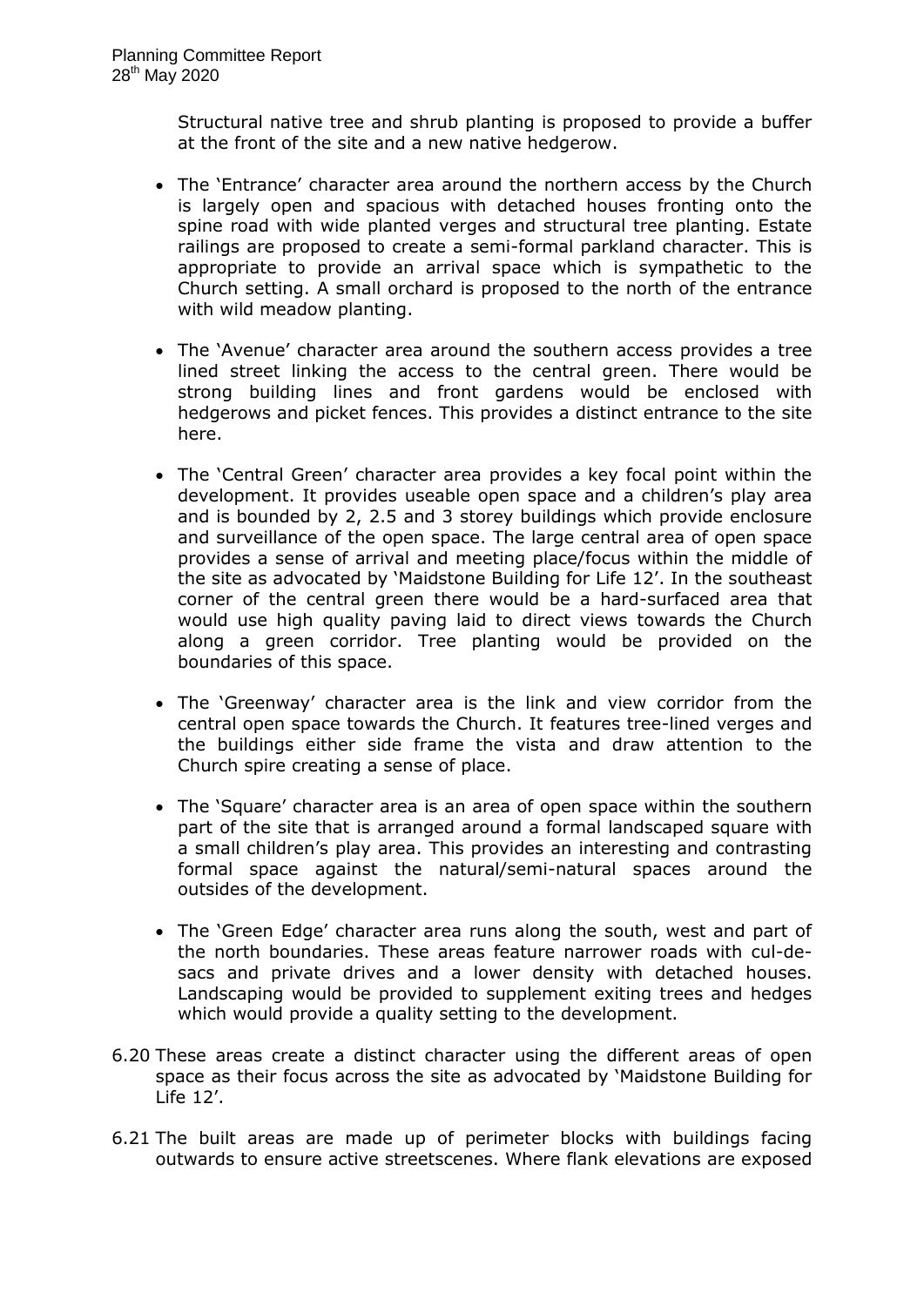Structural native tree and shrub planting is proposed to provide a buffer at the front of the site and a new native hedgerow.

- The 'Entrance' character area around the northern access by the Church is largely open and spacious with detached houses fronting onto the spine road with wide planted verges and structural tree planting. Estate railings are proposed to create a semi-formal parkland character. This is appropriate to provide an arrival space which is sympathetic to the Church setting. A small orchard is proposed to the north of the entrance with wild meadow planting.

- The 'Avenue' character area around the southern access provides a tree lined street linking the access to the central green. There would be strong building lines and front gardens would be enclosed with hedgerows and picket fences. This provides a distinct entrance to the site here.

- The 'Central Green' character area provides a key focal point within the development. It provides useable open space and a children's play area and is bounded by 2, 2.5 and 3 storey buildings which provide enclosure and surveillance of the open space. The large central area of open space provides a sense of arrival and meeting place/focus within the middle of the site as advocated by 'Maidstone Building for Life 12'. In the southeast corner of the central green there would be a hard-surfaced area that would use high quality paving laid to direct views towards the Church along a green corridor. Tree planting would be provided on the boundaries of this space.

- The 'Greenway' character area is the link and view corridor from the central open space towards the Church. It features tree-lined verges and the buildings either side frame the vista and draw attention to the Church spire creating a sense of place.

- The 'Square' character area is an area of open space within the southern part of the site that is arranged around a formal landscaped square with a small children's play area. This provides an interesting and contrasting formal space against the natural/semi-natural spaces around the outsides of the development.

- The 'Green Edge' character area runs along the south, west and part of the north boundaries. These areas feature narrower roads with cul-de-sacs and private drives and a lower density with detached houses. Landscaping would be provided to supplement exiting trees and hedges which would provide a quality setting to the development.

6.20 These areas create a distinct character using the different areas of open space as their focus across the site as advocated by 'Maidstone Building for Life 12'.

6.21 The built areas are made up of perimeter blocks with buildings facing outwards to ensure active streetscenes. Where flank elevations are exposed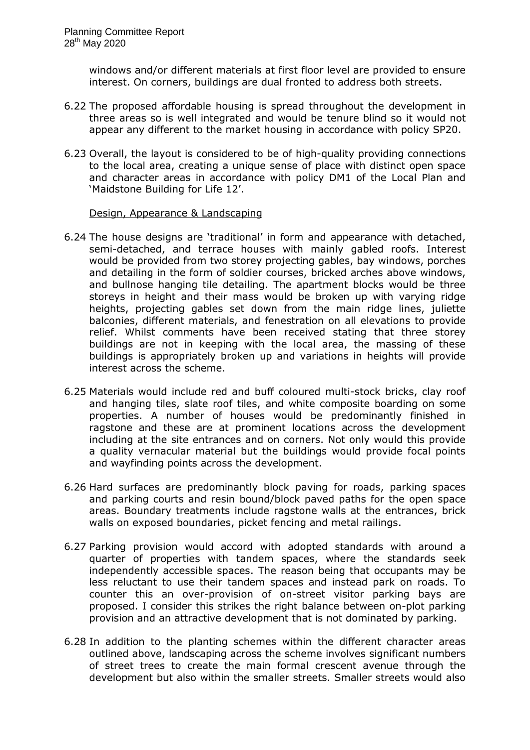windows and/or different materials at first floor level are provided to ensure interest. On corners, buildings are dual fronted to address both streets.

6.22 The proposed affordable housing is spread throughout the development in three areas so is well integrated and would be tenure blind so it would not appear any different to the market housing in accordance with policy SP20.

6.23 Overall, the layout is considered to be of high-quality providing connections to the local area, creating a unique sense of place with distinct open space and character areas in accordance with policy DM1 of the Local Plan and 'Maidstone Building for Life 12'.

Design, Appearance & Landscaping

6.24 The house designs are 'traditional' in form and appearance with detached, semi-detached, and terrace houses with mainly gabled roofs. Interest would be provided from two storey projecting gables, bay windows, porches and detailing in the form of soldier courses, bricked arches above windows, and bullnose hanging tile detailing. The apartment blocks would be three storeys in height and their mass would be broken up with varying ridge heights, projecting gables set down from the main ridge lines, juliette balconies, different materials, and fenestration on all elevations to provide relief. Whilst comments have been received stating that three storey buildings are not in keeping with the local area, the massing of these buildings is appropriately broken up and variations in heights will provide interest across the scheme.

6.25 Materials would include red and buff coloured multi-stock bricks, clay roof and hanging tiles, slate roof tiles, and white composite boarding on some properties. A number of houses would be predominantly finished in ragstone and these are at prominent locations across the development including at the site entrances and on corners. Not only would this provide a quality vernacular material but the buildings would provide focal points and wayfinding points across the development.

6.26 Hard surfaces are predominantly block paving for roads, parking spaces and parking courts and resin bound/block paved paths for the open space areas. Boundary treatments include ragstone walls at the entrances, brick walls on exposed boundaries, picket fencing and metal railings.

6.27 Parking provision would accord with adopted standards with around a quarter of properties with tandem spaces, where the standards seek independently accessible spaces. The reason being that occupants may be less reluctant to use their tandem spaces and instead park on roads. To counter this an over-provision of on-street visitor parking bays are proposed. I consider this strikes the right balance between on-plot parking provision and an attractive development that is not dominated by parking.

6.28 In addition to the planting schemes within the different character areas outlined above, landscaping across the scheme involves significant numbers of street trees to create the main formal crescent avenue through the development but also within the smaller streets. Smaller streets would also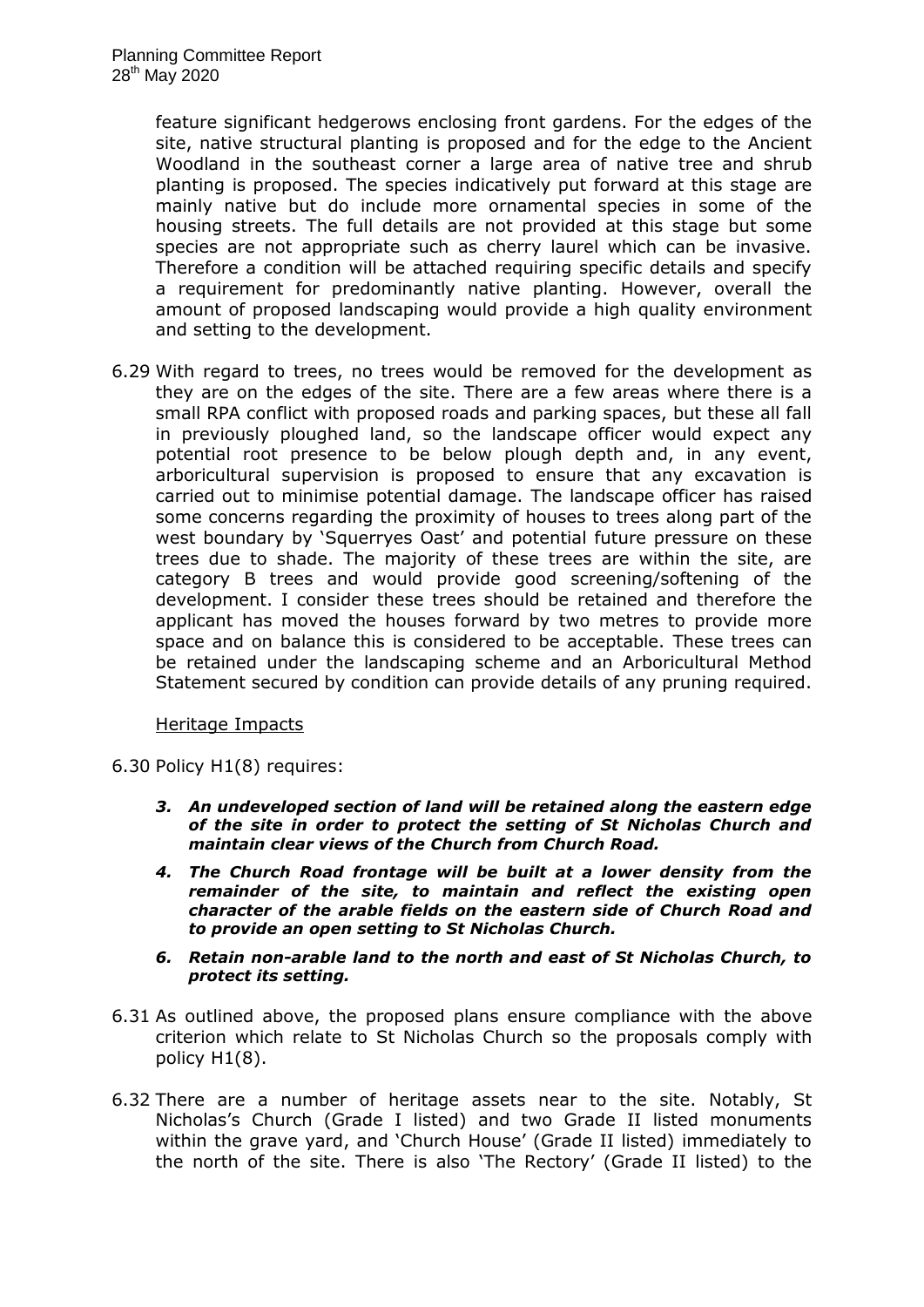feature significant hedgerows enclosing front gardens. For the edges of the site, native structural planting is proposed and for the edge to the Ancient Woodland in the southeast corner a large area of native tree and shrub planting is proposed. The species indicatively put forward at this stage are mainly native but do include more ornamental species in some of the housing streets. The full details are not provided at this stage but some species are not appropriate such as cherry laurel which can be invasive. Therefore a condition will be attached requiring specific details and specify a requirement for predominantly native planting. However, overall the amount of proposed landscaping would provide a high quality environment and setting to the development.

6.29 With regard to trees, no trees would be removed for the development as they are on the edges of the site. There are a few areas where there is a small RPA conflict with proposed roads and parking spaces, but these all fall in previously ploughed land, so the landscape officer would expect any potential root presence to be below plough depth and, in any event, arboricultural supervision is proposed to ensure that any excavation is carried out to minimise potential damage. The landscape officer has raised some concerns regarding the proximity of houses to trees along part of the west boundary by 'Squerryes Oast' and potential future pressure on these trees due to shade. The majority of these trees are within the site, are category B trees and would provide good screening/softening of the development. I consider these trees should be retained and therefore the applicant has moved the houses forward by two metres to provide more space and on balance this is considered to be acceptable. These trees can be retained under the landscaping scheme and an Arboricultural Method Statement secured by condition can provide details of any pruning required.

Heritage Impacts

6.30 Policy H1(8) requires:

> ***3. An undeveloped section of land will be retained along the eastern edge of the site in order to protect the setting of St Nicholas Church and maintain clear views of the Church from Church Road.***
>
> ***4. The Church Road frontage will be built at a lower density from the remainder of the site, to maintain and reflect the existing open character of the arable fields on the eastern side of Church Road and to provide an open setting to St Nicholas Church.***
>
> ***6. Retain non-arable land to the north and east of St Nicholas Church, to protect its setting.***

6.31 As outlined above, the proposed plans ensure compliance with the above criterion which relate to St Nicholas Church so the proposals comply with policy H1(8).

6.32 There are a number of heritage assets near to the site. Notably, St Nicholas's Church (Grade I listed) and two Grade II listed monuments within the grave yard, and 'Church House' (Grade II listed) immediately to the north of the site. There is also 'The Rectory' (Grade II listed) to the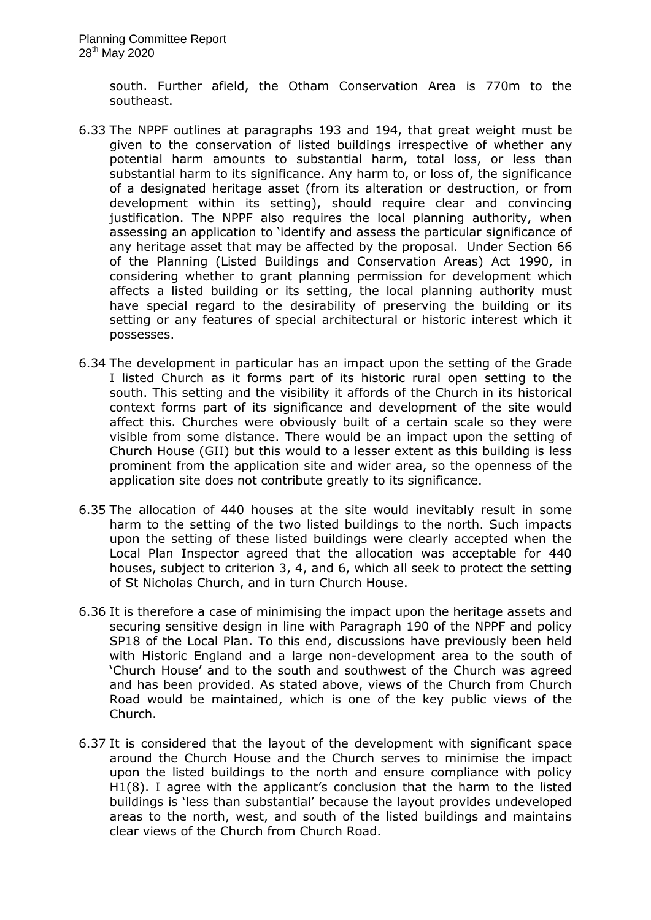south. Further afield, the Otham Conservation Area is 770m to the southeast.

6.33 The NPPF outlines at paragraphs 193 and 194, that great weight must be given to the conservation of listed buildings irrespective of whether any potential harm amounts to substantial harm, total loss, or less than substantial harm to its significance. Any harm to, or loss of, the significance of a designated heritage asset (from its alteration or destruction, or from development within its setting), should require clear and convincing justification. The NPPF also requires the local planning authority, when assessing an application to 'identify and assess the particular significance of any heritage asset that may be affected by the proposal. Under Section 66 of the Planning (Listed Buildings and Conservation Areas) Act 1990, in considering whether to grant planning permission for development which affects a listed building or its setting, the local planning authority must have special regard to the desirability of preserving the building or its setting or any features of special architectural or historic interest which it possesses.

6.34 The development in particular has an impact upon the setting of the Grade I listed Church as it forms part of its historic rural open setting to the south. This setting and the visibility it affords of the Church in its historical context forms part of its significance and development of the site would affect this. Churches were obviously built of a certain scale so they were visible from some distance. There would be an impact upon the setting of Church House (GII) but this would to a lesser extent as this building is less prominent from the application site and wider area, so the openness of the application site does not contribute greatly to its significance.

6.35 The allocation of 440 houses at the site would inevitably result in some harm to the setting of the two listed buildings to the north. Such impacts upon the setting of these listed buildings were clearly accepted when the Local Plan Inspector agreed that the allocation was acceptable for 440 houses, subject to criterion 3, 4, and 6, which all seek to protect the setting of St Nicholas Church, and in turn Church House.

6.36 It is therefore a case of minimising the impact upon the heritage assets and securing sensitive design in line with Paragraph 190 of the NPPF and policy SP18 of the Local Plan. To this end, discussions have previously been held with Historic England and a large non-development area to the south of 'Church House' and to the south and southwest of the Church was agreed and has been provided. As stated above, views of the Church from Church Road would be maintained, which is one of the key public views of the Church.

6.37 It is considered that the layout of the development with significant space around the Church House and the Church serves to minimise the impact upon the listed buildings to the north and ensure compliance with policy H1(8). I agree with the applicant's conclusion that the harm to the listed buildings is 'less than substantial' because the layout provides undeveloped areas to the north, west, and south of the listed buildings and maintains clear views of the Church from Church Road.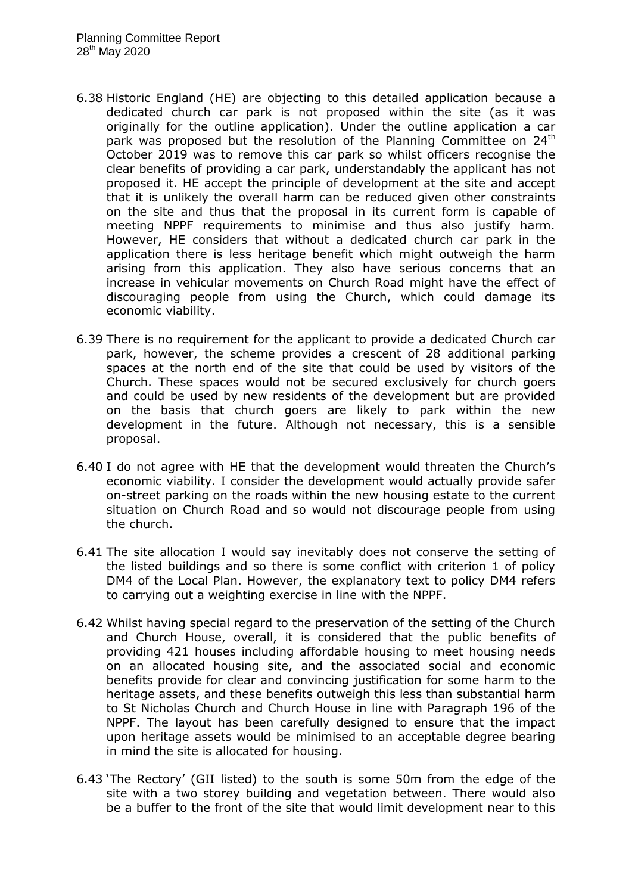6.38 Historic England (HE) are objecting to this detailed application because a dedicated church car park is not proposed within the site (as it was originally for the outline application). Under the outline application a car park was proposed but the resolution of the Planning Committee on 24th October 2019 was to remove this car park so whilst officers recognise the clear benefits of providing a car park, understandably the applicant has not proposed it. HE accept the principle of development at the site and accept that it is unlikely the overall harm can be reduced given other constraints on the site and thus that the proposal in its current form is capable of meeting NPPF requirements to minimise and thus also justify harm. However, HE considers that without a dedicated church car park in the application there is less heritage benefit which might outweigh the harm arising from this application. They also have serious concerns that an increase in vehicular movements on Church Road might have the effect of discouraging people from using the Church, which could damage its economic viability.

6.39 There is no requirement for the applicant to provide a dedicated Church car park, however, the scheme provides a crescent of 28 additional parking spaces at the north end of the site that could be used by visitors of the Church. These spaces would not be secured exclusively for church goers and could be used by new residents of the development but are provided on the basis that church goers are likely to park within the new development in the future. Although not necessary, this is a sensible proposal.

6.40 I do not agree with HE that the development would threaten the Church's economic viability. I consider the development would actually provide safer on-street parking on the roads within the new housing estate to the current situation on Church Road and so would not discourage people from using the church.

6.41 The site allocation I would say inevitably does not conserve the setting of the listed buildings and so there is some conflict with criterion 1 of policy DM4 of the Local Plan. However, the explanatory text to policy DM4 refers to carrying out a weighting exercise in line with the NPPF.

6.42 Whilst having special regard to the preservation of the setting of the Church and Church House, overall, it is considered that the public benefits of providing 421 houses including affordable housing to meet housing needs on an allocated housing site, and the associated social and economic benefits provide for clear and convincing justification for some harm to the heritage assets, and these benefits outweigh this less than substantial harm to St Nicholas Church and Church House in line with Paragraph 196 of the NPPF. The layout has been carefully designed to ensure that the impact upon heritage assets would be minimised to an acceptable degree bearing in mind the site is allocated for housing.

6.43 'The Rectory' (GII listed) to the south is some 50m from the edge of the site with a two storey building and vegetation between. There would also be a buffer to the front of the site that would limit development near to this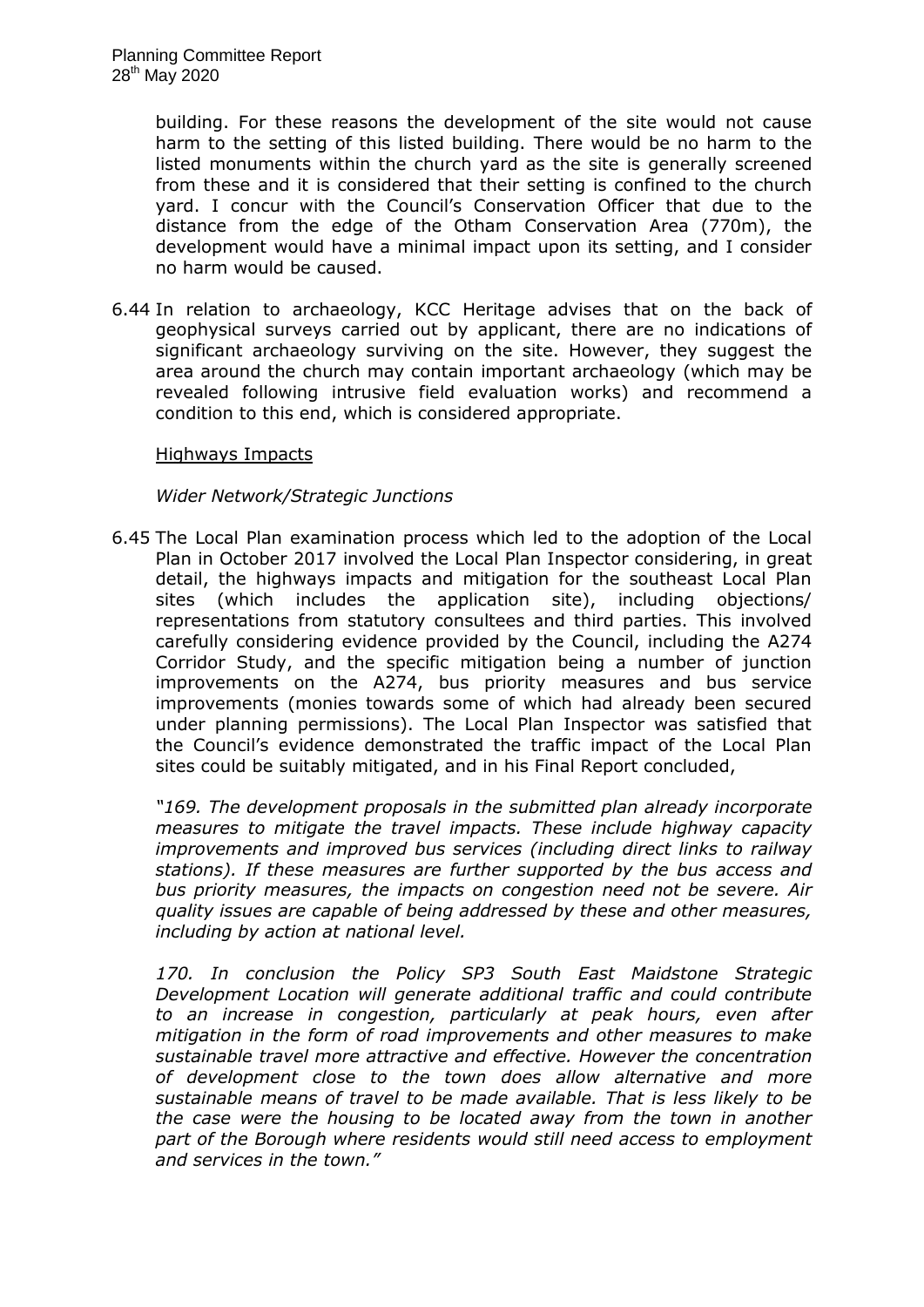building. For these reasons the development of the site would not cause harm to the setting of this listed building. There would be no harm to the listed monuments within the church yard as the site is generally screened from these and it is considered that their setting is confined to the church yard. I concur with the Council's Conservation Officer that due to the distance from the edge of the Otham Conservation Area (770m), the development would have a minimal impact upon its setting, and I consider no harm would be caused.

6.44 In relation to archaeology, KCC Heritage advises that on the back of geophysical surveys carried out by applicant, there are no indications of significant archaeology surviving on the site. However, they suggest the area around the church may contain important archaeology (which may be revealed following intrusive field evaluation works) and recommend a condition to this end, which is considered appropriate.

<u>Highways Impacts</u>

*Wider Network/Strategic Junctions*

6.45 The Local Plan examination process which led to the adoption of the Local Plan in October 2017 involved the Local Plan Inspector considering, in great detail, the highways impacts and mitigation for the southeast Local Plan sites (which includes the application site), including objections/ representations from statutory consultees and third parties. This involved carefully considering evidence provided by the Council, including the A274 Corridor Study, and the specific mitigation being a number of junction improvements on the A274, bus priority measures and bus service improvements (monies towards some of which had already been secured under planning permissions). The Local Plan Inspector was satisfied that the Council's evidence demonstrated the traffic impact of the Local Plan sites could be suitably mitigated, and in his Final Report concluded,

*"169. The development proposals in the submitted plan already incorporate measures to mitigate the travel impacts. These include highway capacity improvements and improved bus services (including direct links to railway stations). If these measures are further supported by the bus access and bus priority measures, the impacts on congestion need not be severe. Air quality issues are capable of being addressed by these and other measures, including by action at national level.*

*170. In conclusion the Policy SP3 South East Maidstone Strategic Development Location will generate additional traffic and could contribute to an increase in congestion, particularly at peak hours, even after mitigation in the form of road improvements and other measures to make sustainable travel more attractive and effective. However the concentration of development close to the town does allow alternative and more sustainable means of travel to be made available. That is less likely to be the case were the housing to be located away from the town in another part of the Borough where residents would still need access to employment and services in the town."*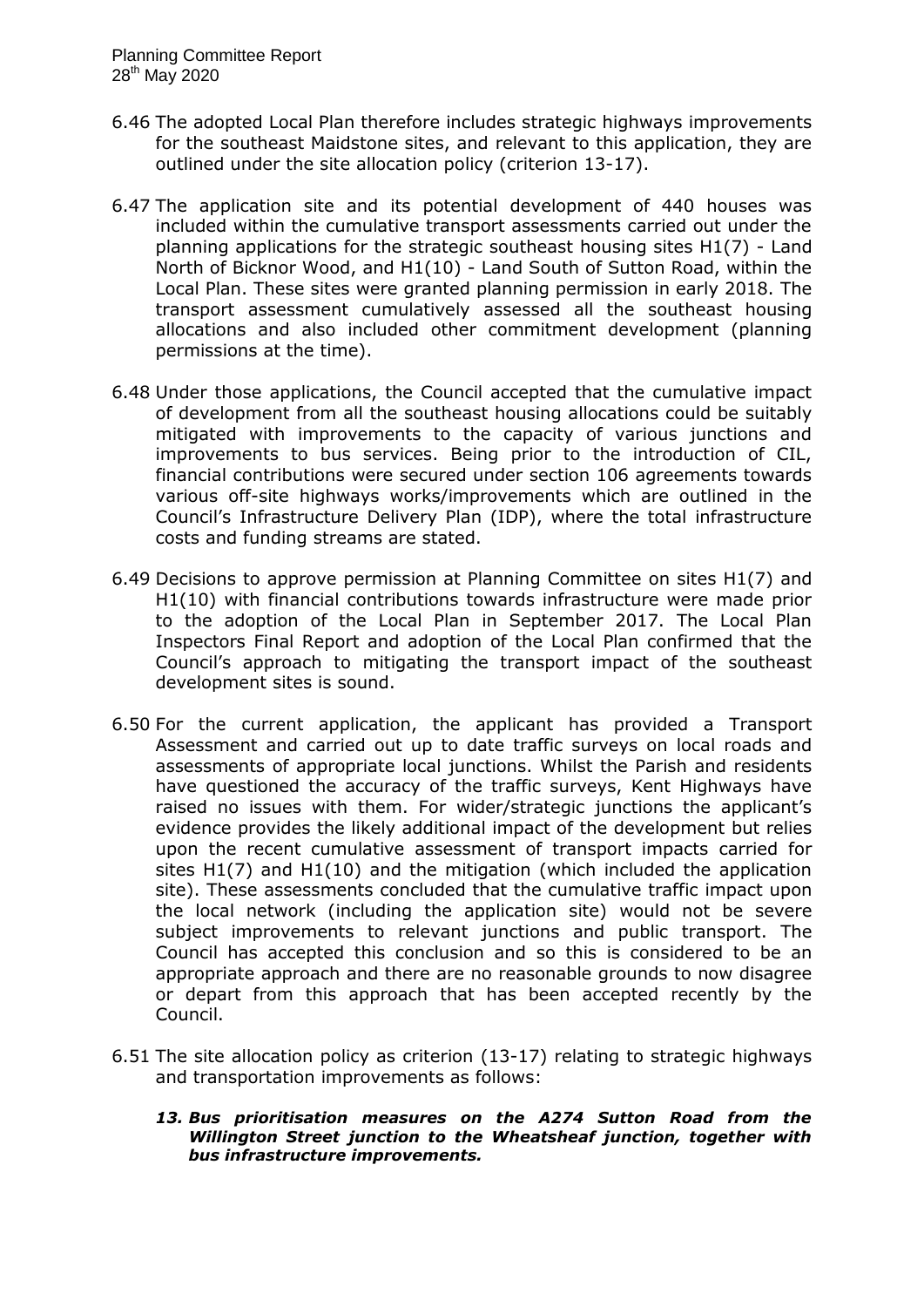6.46 The adopted Local Plan therefore includes strategic highways improvements for the southeast Maidstone sites, and relevant to this application, they are outlined under the site allocation policy (criterion 13-17).

6.47 The application site and its potential development of 440 houses was included within the cumulative transport assessments carried out under the planning applications for the strategic southeast housing sites H1(7) - Land North of Bicknor Wood, and H1(10) - Land South of Sutton Road, within the Local Plan. These sites were granted planning permission in early 2018. The transport assessment cumulatively assessed all the southeast housing allocations and also included other commitment development (planning permissions at the time).

6.48 Under those applications, the Council accepted that the cumulative impact of development from all the southeast housing allocations could be suitably mitigated with improvements to the capacity of various junctions and improvements to bus services. Being prior to the introduction of CIL, financial contributions were secured under section 106 agreements towards various off-site highways works/improvements which are outlined in the Council's Infrastructure Delivery Plan (IDP), where the total infrastructure costs and funding streams are stated.

6.49 Decisions to approve permission at Planning Committee on sites H1(7) and H1(10) with financial contributions towards infrastructure were made prior to the adoption of the Local Plan in September 2017. The Local Plan Inspectors Final Report and adoption of the Local Plan confirmed that the Council's approach to mitigating the transport impact of the southeast development sites is sound.

6.50 For the current application, the applicant has provided a Transport Assessment and carried out up to date traffic surveys on local roads and assessments of appropriate local junctions. Whilst the Parish and residents have questioned the accuracy of the traffic surveys, Kent Highways have raised no issues with them. For wider/strategic junctions the applicant's evidence provides the likely additional impact of the development but relies upon the recent cumulative assessment of transport impacts carried for sites H1(7) and H1(10) and the mitigation (which included the application site). These assessments concluded that the cumulative traffic impact upon the local network (including the application site) would not be severe subject improvements to relevant junctions and public transport. The Council has accepted this conclusion and so this is considered to be an appropriate approach and there are no reasonable grounds to now disagree or depart from this approach that has been accepted recently by the Council.

6.51 The site allocation policy as criterion (13-17) relating to strategic highways and transportation improvements as follows:

***13. Bus prioritisation measures on the A274 Sutton Road from the Willington Street junction to the Wheatsheaf junction, together with bus infrastructure improvements.***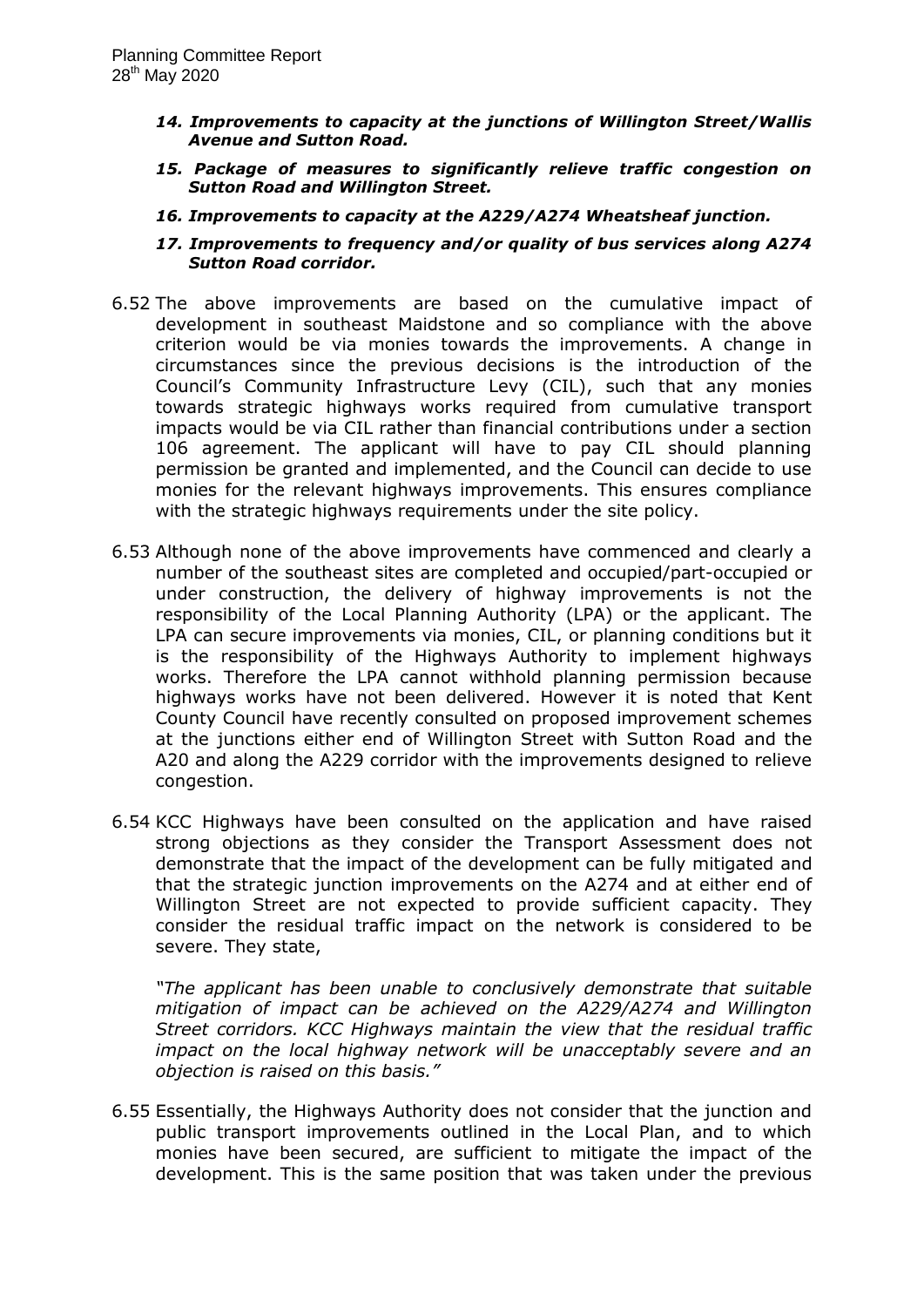*14. **Improvements to capacity at the junctions of Willington Street/Wallis Avenue and Sutton Road.***

*15. **Package of measures to significantly relieve traffic congestion on Sutton Road and Willington Street.***

*16. **Improvements to capacity at the A229/A274 Wheatsheaf junction.***

*17. **Improvements to frequency and/or quality of bus services along A274 Sutton Road corridor.***

6.52 The above improvements are based on the cumulative impact of development in southeast Maidstone and so compliance with the above criterion would be via monies towards the improvements. A change in circumstances since the previous decisions is the introduction of the Council's Community Infrastructure Levy (CIL), such that any monies towards strategic highways works required from cumulative transport impacts would be via CIL rather than financial contributions under a section 106 agreement. The applicant will have to pay CIL should planning permission be granted and implemented, and the Council can decide to use monies for the relevant highways improvements. This ensures compliance with the strategic highways requirements under the site policy.

6.53 Although none of the above improvements have commenced and clearly a number of the southeast sites are completed and occupied/part-occupied or under construction, the delivery of highway improvements is not the responsibility of the Local Planning Authority (LPA) or the applicant. The LPA can secure improvements via monies, CIL, or planning conditions but it is the responsibility of the Highways Authority to implement highways works. Therefore the LPA cannot withhold planning permission because highways works have not been delivered. However it is noted that Kent County Council have recently consulted on proposed improvement schemes at the junctions either end of Willington Street with Sutton Road and the A20 and along the A229 corridor with the improvements designed to relieve congestion.

6.54 KCC Highways have been consulted on the application and have raised strong objections as they consider the Transport Assessment does not demonstrate that the impact of the development can be fully mitigated and that the strategic junction improvements on the A274 and at either end of Willington Street are not expected to provide sufficient capacity. They consider the residual traffic impact on the network is considered to be severe. They state,

*"The applicant has been unable to conclusively demonstrate that suitable mitigation of impact can be achieved on the A229/A274 and Willington Street corridors. KCC Highways maintain the view that the residual traffic impact on the local highway network will be unacceptably severe and an objection is raised on this basis."*

6.55 Essentially, the Highways Authority does not consider that the junction and public transport improvements outlined in the Local Plan, and to which monies have been secured, are sufficient to mitigate the impact of the development. This is the same position that was taken under the previous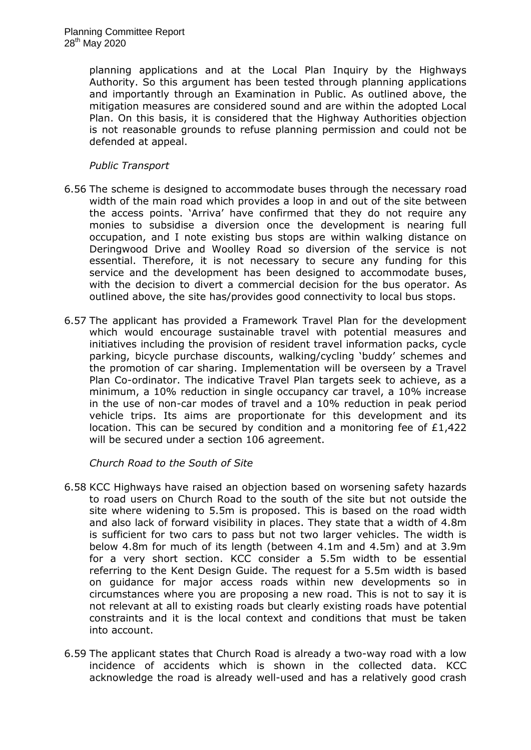planning applications and at the Local Plan Inquiry by the Highways Authority. So this argument has been tested through planning applications and importantly through an Examination in Public. As outlined above, the mitigation measures are considered sound and are within the adopted Local Plan. On this basis, it is considered that the Highway Authorities objection is not reasonable grounds to refuse planning permission and could not be defended at appeal.

*Public Transport*

6.56 The scheme is designed to accommodate buses through the necessary road width of the main road which provides a loop in and out of the site between the access points. 'Arriva' have confirmed that they do not require any monies to subsidise a diversion once the development is nearing full occupation, and I note existing bus stops are within walking distance on Deringwood Drive and Woolley Road so diversion of the service is not essential. Therefore, it is not necessary to secure any funding for this service and the development has been designed to accommodate buses, with the decision to divert a commercial decision for the bus operator. As outlined above, the site has/provides good connectivity to local bus stops.

6.57 The applicant has provided a Framework Travel Plan for the development which would encourage sustainable travel with potential measures and initiatives including the provision of resident travel information packs, cycle parking, bicycle purchase discounts, walking/cycling 'buddy' schemes and the promotion of car sharing. Implementation will be overseen by a Travel Plan Co-ordinator. The indicative Travel Plan targets seek to achieve, as a minimum, a 10% reduction in single occupancy car travel, a 10% increase in the use of non-car modes of travel and a 10% reduction in peak period vehicle trips. Its aims are proportionate for this development and its location. This can be secured by condition and a monitoring fee of £1,422 will be secured under a section 106 agreement.

*Church Road to the South of Site*

6.58 KCC Highways have raised an objection based on worsening safety hazards to road users on Church Road to the south of the site but not outside the site where widening to 5.5m is proposed. This is based on the road width and also lack of forward visibility in places. They state that a width of 4.8m is sufficient for two cars to pass but not two larger vehicles. The width is below 4.8m for much of its length (between 4.1m and 4.5m) and at 3.9m for a very short section. KCC consider a 5.5m width to be essential referring to the Kent Design Guide. The request for a 5.5m width is based on guidance for major access roads within new developments so in circumstances where you are proposing a new road. This is not to say it is not relevant at all to existing roads but clearly existing roads have potential constraints and it is the local context and conditions that must be taken into account.

6.59 The applicant states that Church Road is already a two-way road with a low incidence of accidents which is shown in the collected data. KCC acknowledge the road is already well-used and has a relatively good crash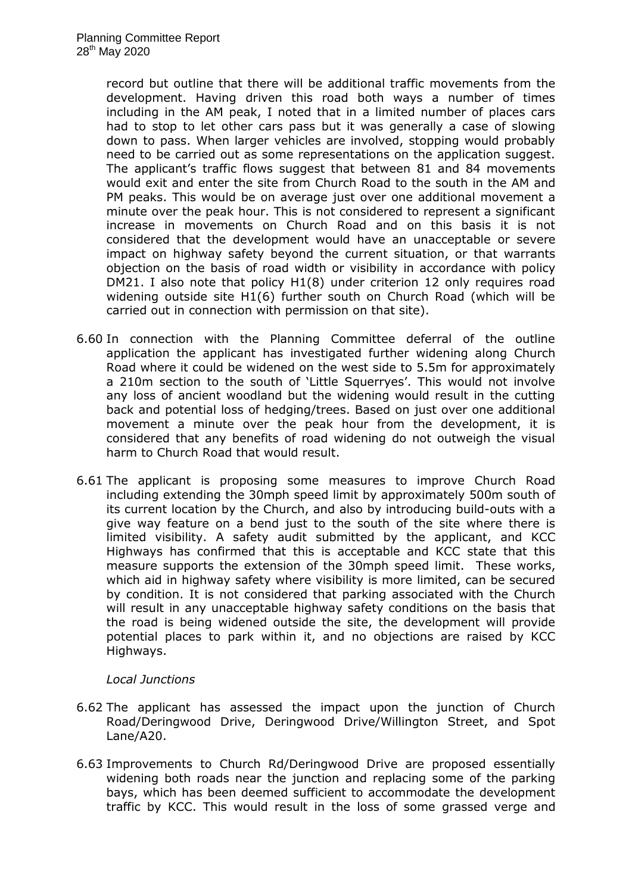record but outline that there will be additional traffic movements from the development. Having driven this road both ways a number of times including in the AM peak, I noted that in a limited number of places cars had to stop to let other cars pass but it was generally a case of slowing down to pass. When larger vehicles are involved, stopping would probably need to be carried out as some representations on the application suggest. The applicant's traffic flows suggest that between 81 and 84 movements would exit and enter the site from Church Road to the south in the AM and PM peaks. This would be on average just over one additional movement a minute over the peak hour. This is not considered to represent a significant increase in movements on Church Road and on this basis it is not considered that the development would have an unacceptable or severe impact on highway safety beyond the current situation, or that warrants objection on the basis of road width or visibility in accordance with policy DM21. I also note that policy H1(8) under criterion 12 only requires road widening outside site H1(6) further south on Church Road (which will be carried out in connection with permission on that site).

6.60 In connection with the Planning Committee deferral of the outline application the applicant has investigated further widening along Church Road where it could be widened on the west side to 5.5m for approximately a 210m section to the south of 'Little Squerryes'. This would not involve any loss of ancient woodland but the widening would result in the cutting back and potential loss of hedging/trees. Based on just over one additional movement a minute over the peak hour from the development, it is considered that any benefits of road widening do not outweigh the visual harm to Church Road that would result.

6.61 The applicant is proposing some measures to improve Church Road including extending the 30mph speed limit by approximately 500m south of its current location by the Church, and also by introducing build-outs with a give way feature on a bend just to the south of the site where there is limited visibility. A safety audit submitted by the applicant, and KCC Highways has confirmed that this is acceptable and KCC state that this measure supports the extension of the 30mph speed limit. These works, which aid in highway safety where visibility is more limited, can be secured by condition. It is not considered that parking associated with the Church will result in any unacceptable highway safety conditions on the basis that the road is being widened outside the site, the development will provide potential places to park within it, and no objections are raised by KCC Highways.

*Local Junctions*

6.62 The applicant has assessed the impact upon the junction of Church Road/Deringwood Drive, Deringwood Drive/Willington Street, and Spot Lane/A20.

6.63 Improvements to Church Rd/Deringwood Drive are proposed essentially widening both roads near the junction and replacing some of the parking bays, which has been deemed sufficient to accommodate the development traffic by KCC. This would result in the loss of some grassed verge and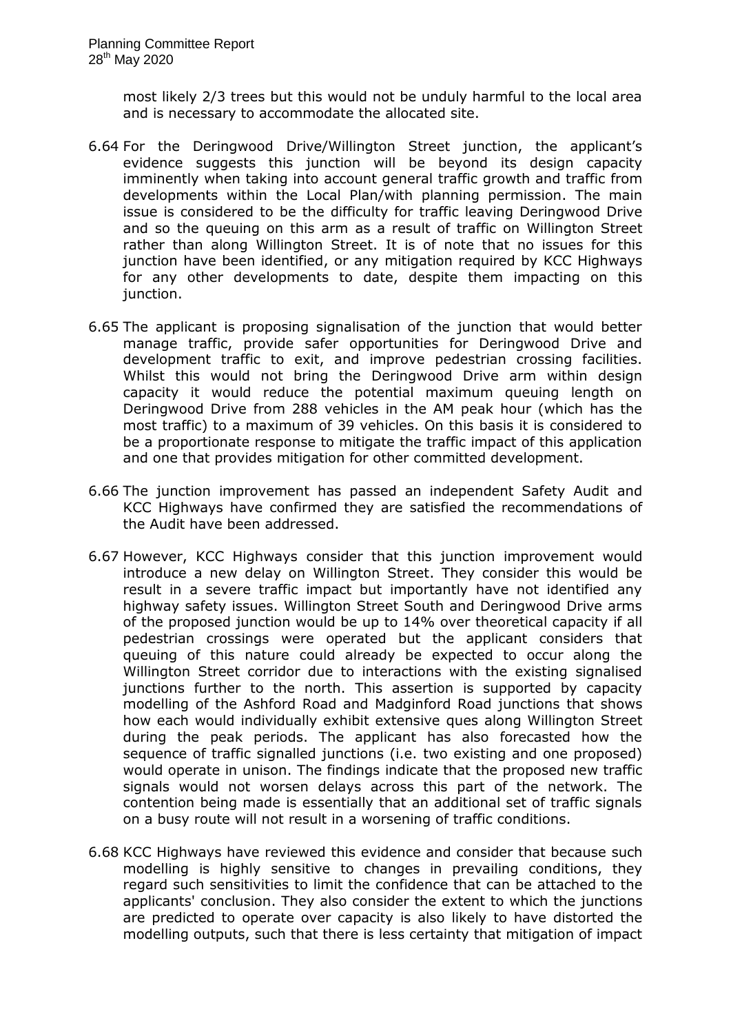most likely 2/3 trees but this would not be unduly harmful to the local area and is necessary to accommodate the allocated site.

6.64 For the Deringwood Drive/Willington Street junction, the applicant's evidence suggests this junction will be beyond its design capacity imminently when taking into account general traffic growth and traffic from developments within the Local Plan/with planning permission. The main issue is considered to be the difficulty for traffic leaving Deringwood Drive and so the queuing on this arm as a result of traffic on Willington Street rather than along Willington Street. It is of note that no issues for this junction have been identified, or any mitigation required by KCC Highways for any other developments to date, despite them impacting on this junction.

6.65 The applicant is proposing signalisation of the junction that would better manage traffic, provide safer opportunities for Deringwood Drive and development traffic to exit, and improve pedestrian crossing facilities. Whilst this would not bring the Deringwood Drive arm within design capacity it would reduce the potential maximum queuing length on Deringwood Drive from 288 vehicles in the AM peak hour (which has the most traffic) to a maximum of 39 vehicles. On this basis it is considered to be a proportionate response to mitigate the traffic impact of this application and one that provides mitigation for other committed development.

6.66 The junction improvement has passed an independent Safety Audit and KCC Highways have confirmed they are satisfied the recommendations of the Audit have been addressed.

6.67 However, KCC Highways consider that this junction improvement would introduce a new delay on Willington Street. They consider this would be result in a severe traffic impact but importantly have not identified any highway safety issues. Willington Street South and Deringwood Drive arms of the proposed junction would be up to 14% over theoretical capacity if all pedestrian crossings were operated but the applicant considers that queuing of this nature could already be expected to occur along the Willington Street corridor due to interactions with the existing signalised junctions further to the north. This assertion is supported by capacity modelling of the Ashford Road and Madginford Road junctions that shows how each would individually exhibit extensive ques along Willington Street during the peak periods. The applicant has also forecasted how the sequence of traffic signalled junctions (i.e. two existing and one proposed) would operate in unison. The findings indicate that the proposed new traffic signals would not worsen delays across this part of the network. The contention being made is essentially that an additional set of traffic signals on a busy route will not result in a worsening of traffic conditions.

6.68 KCC Highways have reviewed this evidence and consider that because such modelling is highly sensitive to changes in prevailing conditions, they regard such sensitivities to limit the confidence that can be attached to the applicants' conclusion. They also consider the extent to which the junctions are predicted to operate over capacity is also likely to have distorted the modelling outputs, such that there is less certainty that mitigation of impact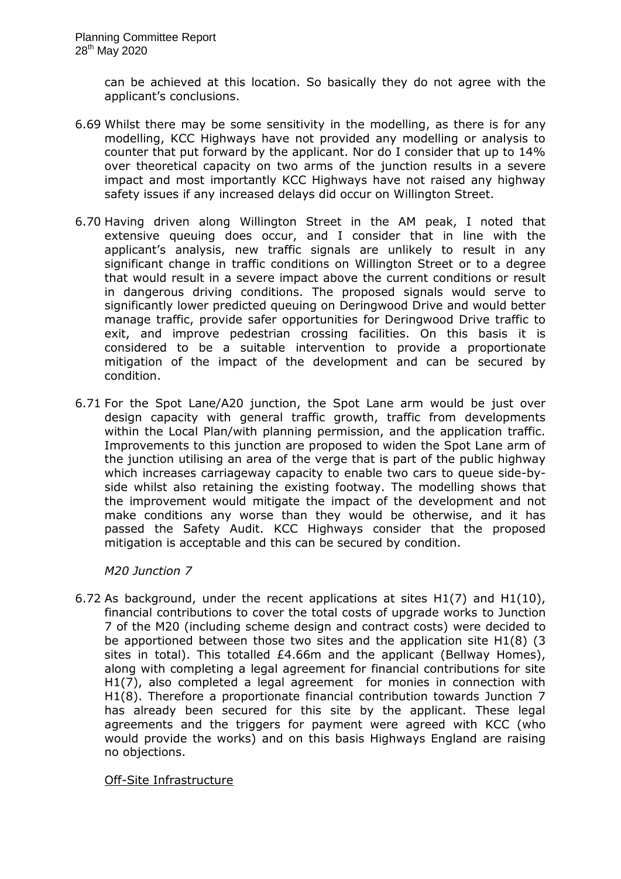can be achieved at this location. So basically they do not agree with the applicant's conclusions.

6.69 Whilst there may be some sensitivity in the modelling, as there is for any modelling, KCC Highways have not provided any modelling or analysis to counter that put forward by the applicant. Nor do I consider that up to 14% over theoretical capacity on two arms of the junction results in a severe impact and most importantly KCC Highways have not raised any highway safety issues if any increased delays did occur on Willington Street.

6.70 Having driven along Willington Street in the AM peak, I noted that extensive queuing does occur, and I consider that in line with the applicant's analysis, new traffic signals are unlikely to result in any significant change in traffic conditions on Willington Street or to a degree that would result in a severe impact above the current conditions or result in dangerous driving conditions. The proposed signals would serve to significantly lower predicted queuing on Deringwood Drive and would better manage traffic, provide safer opportunities for Deringwood Drive traffic to exit, and improve pedestrian crossing facilities. On this basis it is considered to be a suitable intervention to provide a proportionate mitigation of the impact of the development and can be secured by condition.

6.71 For the Spot Lane/A20 junction, the Spot Lane arm would be just over design capacity with general traffic growth, traffic from developments within the Local Plan/with planning permission, and the application traffic. Improvements to this junction are proposed to widen the Spot Lane arm of the junction utilising an area of the verge that is part of the public highway which increases carriageway capacity to enable two cars to queue side-by-side whilst also retaining the existing footway. The modelling shows that the improvement would mitigate the impact of the development and not make conditions any worse than they would be otherwise, and it has passed the Safety Audit. KCC Highways consider that the proposed mitigation is acceptable and this can be secured by condition.

*M20 Junction 7*

6.72 As background, under the recent applications at sites H1(7) and H1(10), financial contributions to cover the total costs of upgrade works to Junction 7 of the M20 (including scheme design and contract costs) were decided to be apportioned between those two sites and the application site H1(8) (3 sites in total). This totalled £4.66m and the applicant (Bellway Homes), along with completing a legal agreement for financial contributions for site H1(7), also completed a legal agreement for monies in connection with H1(8). Therefore a proportionate financial contribution towards Junction 7 has already been secured for this site by the applicant. These legal agreements and the triggers for payment were agreed with KCC (who would provide the works) and on this basis Highways England are raising no objections.

Off-Site Infrastructure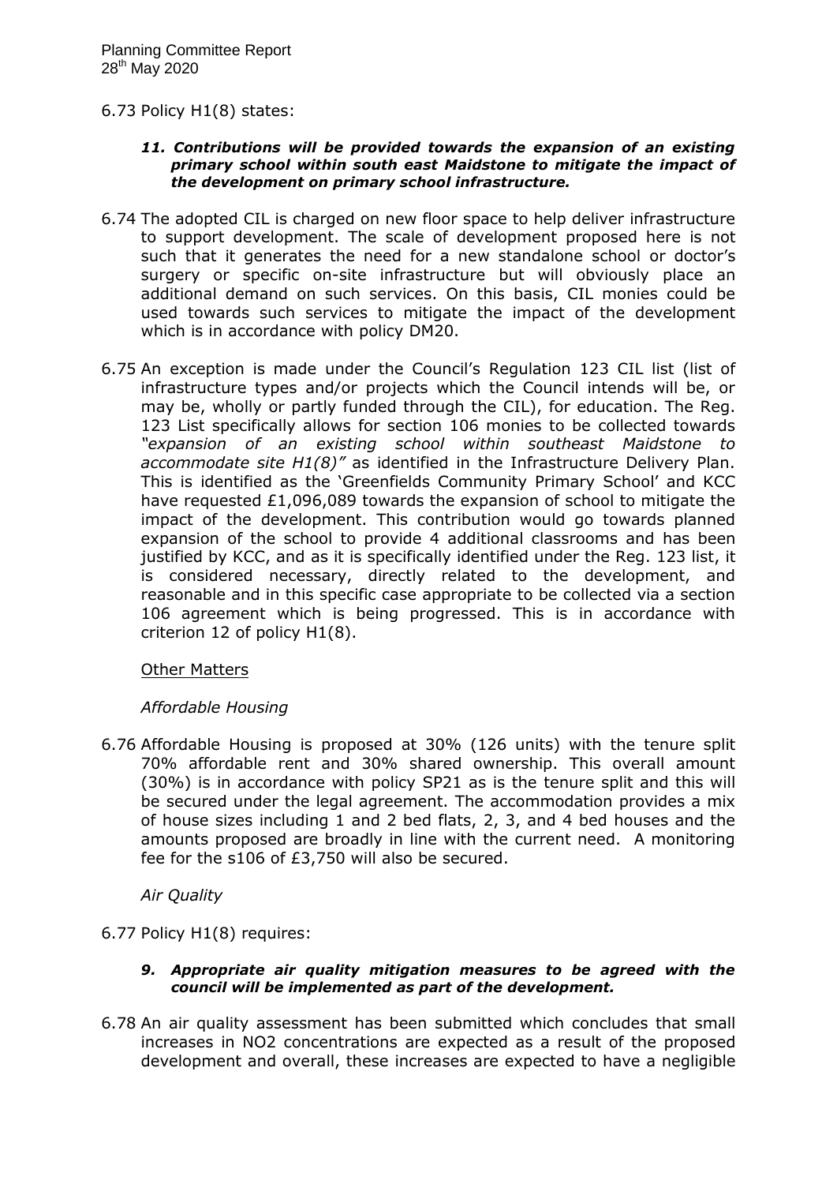6.73 Policy H1(8) states:

> ***11. Contributions will be provided towards the expansion of an existing primary school within south east Maidstone to mitigate the impact of the development on primary school infrastructure.***

6.74 The adopted CIL is charged on new floor space to help deliver infrastructure to support development. The scale of development proposed here is not such that it generates the need for a new standalone school or doctor's surgery or specific on-site infrastructure but will obviously place an additional demand on such services. On this basis, CIL monies could be used towards such services to mitigate the impact of the development which is in accordance with policy DM20.

6.75 An exception is made under the Council's Regulation 123 CIL list (list of infrastructure types and/or projects which the Council intends will be, or may be, wholly or partly funded through the CIL), for education. The Reg. 123 List specifically allows for section 106 monies to be collected towards *"expansion of an existing school within southeast Maidstone to accommodate site H1(8)"* as identified in the Infrastructure Delivery Plan. This is identified as the 'Greenfields Community Primary School' and KCC have requested £1,096,089 towards the expansion of school to mitigate the impact of the development. This contribution would go towards planned expansion of the school to provide 4 additional classrooms and has been justified by KCC, and as it is specifically identified under the Reg. 123 list, it is considered necessary, directly related to the development, and reasonable and in this specific case appropriate to be collected via a section 106 agreement which is being progressed. This is in accordance with criterion 12 of policy H1(8).

Other Matters

*Affordable Housing*

6.76 Affordable Housing is proposed at 30% (126 units) with the tenure split 70% affordable rent and 30% shared ownership. This overall amount (30%) is in accordance with policy SP21 as is the tenure split and this will be secured under the legal agreement. The accommodation provides a mix of house sizes including 1 and 2 bed flats, 2, 3, and 4 bed houses and the amounts proposed are broadly in line with the current need. A monitoring fee for the s106 of £3,750 will also be secured.

*Air Quality*

6.77 Policy H1(8) requires:

> ***9. Appropriate air quality mitigation measures to be agreed with the council will be implemented as part of the development.***

6.78 An air quality assessment has been submitted which concludes that small increases in $NO_2$ concentrations are expected as a result of the proposed development and overall, these increases are expected to have a negligible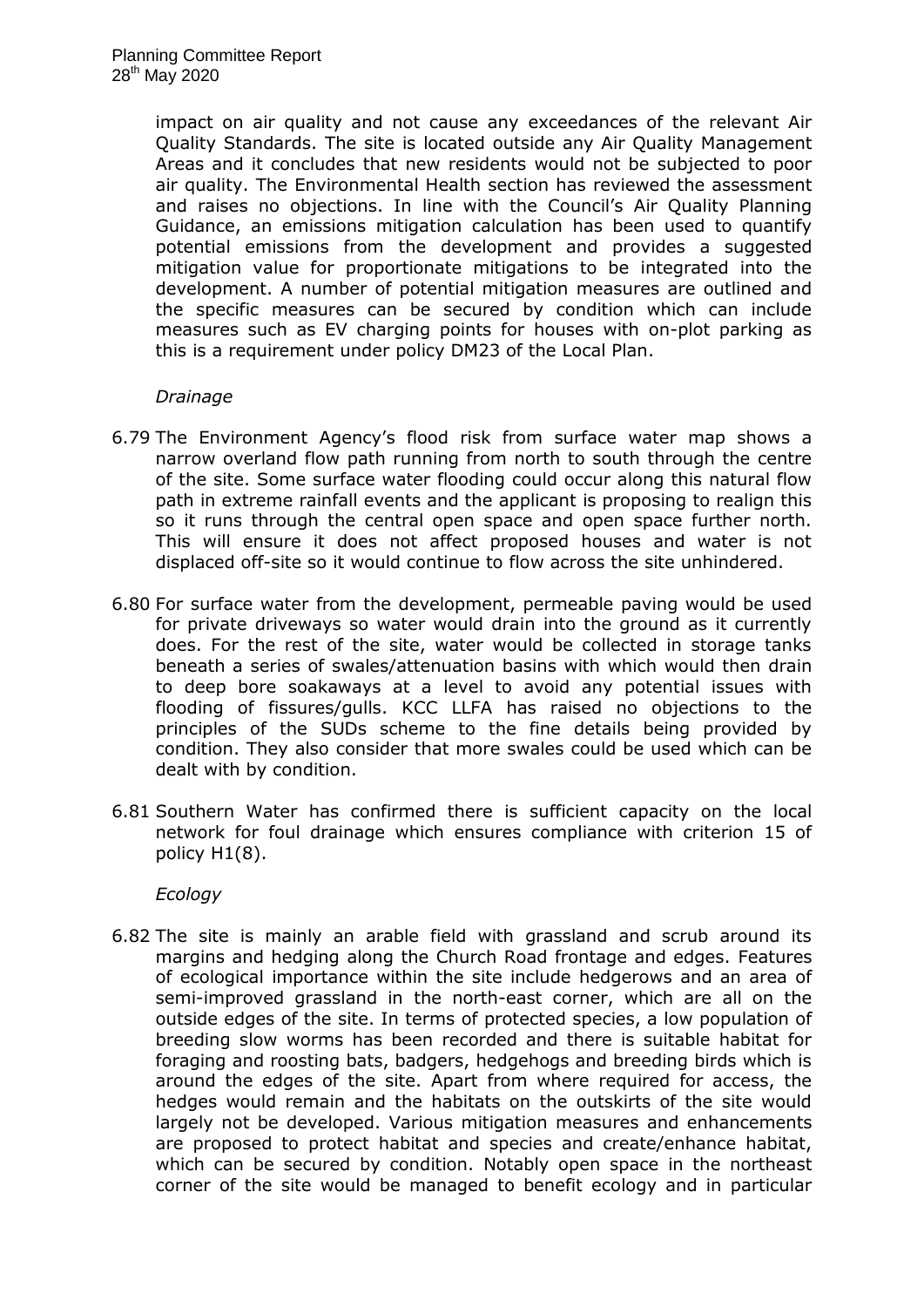impact on air quality and not cause any exceedances of the relevant Air Quality Standards. The site is located outside any Air Quality Management Areas and it concludes that new residents would not be subjected to poor air quality. The Environmental Health section has reviewed the assessment and raises no objections. In line with the Council's Air Quality Planning Guidance, an emissions mitigation calculation has been used to quantify potential emissions from the development and provides a suggested mitigation value for proportionate mitigations to be integrated into the development. A number of potential mitigation measures are outlined and the specific measures can be secured by condition which can include measures such as EV charging points for houses with on-plot parking as this is a requirement under policy DM23 of the Local Plan.

*Drainage*

6.79 The Environment Agency's flood risk from surface water map shows a narrow overland flow path running from north to south through the centre of the site. Some surface water flooding could occur along this natural flow path in extreme rainfall events and the applicant is proposing to realign this so it runs through the central open space and open space further north. This will ensure it does not affect proposed houses and water is not displaced off-site so it would continue to flow across the site unhindered.

6.80 For surface water from the development, permeable paving would be used for private driveways so water would drain into the ground as it currently does. For the rest of the site, water would be collected in storage tanks beneath a series of swales/attenuation basins with which would then drain to deep bore soakaways at a level to avoid any potential issues with flooding of fissures/gulls. KCC LLFA has raised no objections to the principles of the SUDs scheme to the fine details being provided by condition. They also consider that more swales could be used which can be dealt with by condition.

6.81 Southern Water has confirmed there is sufficient capacity on the local network for foul drainage which ensures compliance with criterion 15 of policy H1(8).

*Ecology*

6.82 The site is mainly an arable field with grassland and scrub around its margins and hedging along the Church Road frontage and edges. Features of ecological importance within the site include hedgerows and an area of semi-improved grassland in the north-east corner, which are all on the outside edges of the site. In terms of protected species, a low population of breeding slow worms has been recorded and there is suitable habitat for foraging and roosting bats, badgers, hedgehogs and breeding birds which is around the edges of the site. Apart from where required for access, the hedges would remain and the habitats on the outskirts of the site would largely not be developed. Various mitigation measures and enhancements are proposed to protect habitat and species and create/enhance habitat, which can be secured by condition. Notably open space in the northeast corner of the site would be managed to benefit ecology and in particular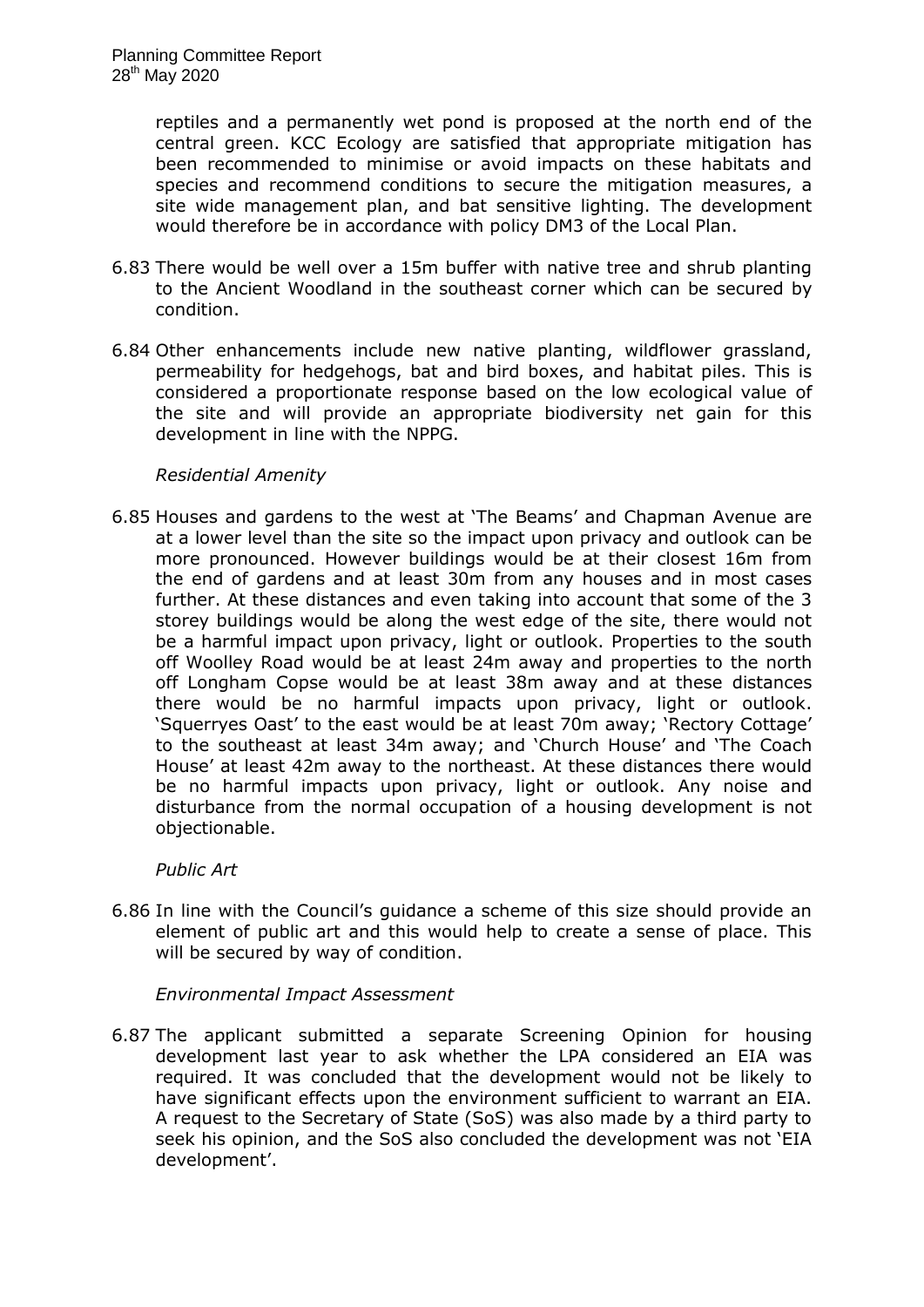reptiles and a permanently wet pond is proposed at the north end of the central green. KCC Ecology are satisfied that appropriate mitigation has been recommended to minimise or avoid impacts on these habitats and species and recommend conditions to secure the mitigation measures, a site wide management plan, and bat sensitive lighting. The development would therefore be in accordance with policy DM3 of the Local Plan.

6.83 There would be well over a 15m buffer with native tree and shrub planting to the Ancient Woodland in the southeast corner which can be secured by condition.

6.84 Other enhancements include new native planting, wildflower grassland, permeability for hedgehogs, bat and bird boxes, and habitat piles. This is considered a proportionate response based on the low ecological value of the site and will provide an appropriate biodiversity net gain for this development in line with the NPPG.

*Residential Amenity*

6.85 Houses and gardens to the west at 'The Beams' and Chapman Avenue are at a lower level than the site so the impact upon privacy and outlook can be more pronounced. However buildings would be at their closest 16m from the end of gardens and at least 30m from any houses and in most cases further. At these distances and even taking into account that some of the 3 storey buildings would be along the west edge of the site, there would not be a harmful impact upon privacy, light or outlook. Properties to the south off Woolley Road would be at least 24m away and properties to the north off Longham Copse would be at least 38m away and at these distances there would be no harmful impacts upon privacy, light or outlook. 'Squerryes Oast' to the east would be at least 70m away; 'Rectory Cottage' to the southeast at least 34m away; and 'Church House' and 'The Coach House' at least 42m away to the northeast. At these distances there would be no harmful impacts upon privacy, light or outlook. Any noise and disturbance from the normal occupation of a housing development is not objectionable.

*Public Art*

6.86 In line with the Council's guidance a scheme of this size should provide an element of public art and this would help to create a sense of place. This will be secured by way of condition.

*Environmental Impact Assessment*

6.87 The applicant submitted a separate Screening Opinion for housing development last year to ask whether the LPA considered an EIA was required. It was concluded that the development would not be likely to have significant effects upon the environment sufficient to warrant an EIA. A request to the Secretary of State (SoS) was also made by a third party to seek his opinion, and the SoS also concluded the development was not 'EIA development'.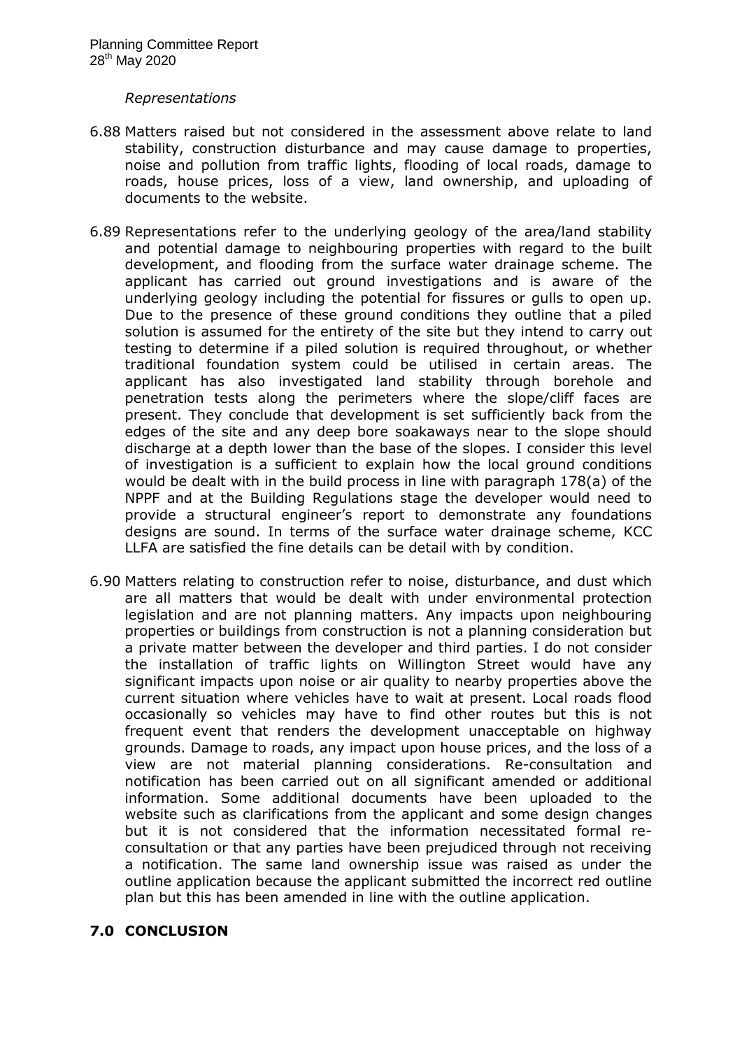*Representations*

6.88 Matters raised but not considered in the assessment above relate to land stability, construction disturbance and may cause damage to properties, noise and pollution from traffic lights, flooding of local roads, damage to roads, house prices, loss of a view, land ownership, and uploading of documents to the website.

6.89 Representations refer to the underlying geology of the area/land stability and potential damage to neighbouring properties with regard to the built development, and flooding from the surface water drainage scheme. The applicant has carried out ground investigations and is aware of the underlying geology including the potential for fissures or gulls to open up. Due to the presence of these ground conditions they outline that a piled solution is assumed for the entirety of the site but they intend to carry out testing to determine if a piled solution is required throughout, or whether traditional foundation system could be utilised in certain areas. The applicant has also investigated land stability through borehole and penetration tests along the perimeters where the slope/cliff faces are present. They conclude that development is set sufficiently back from the edges of the site and any deep bore soakaways near to the slope should discharge at a depth lower than the base of the slopes. I consider this level of investigation is a sufficient to explain how the local ground conditions would be dealt with in the build process in line with paragraph 178(a) of the NPPF and at the Building Regulations stage the developer would need to provide a structural engineer's report to demonstrate any foundations designs are sound. In terms of the surface water drainage scheme, KCC LLFA are satisfied the fine details can be detail with by condition.

6.90 Matters relating to construction refer to noise, disturbance, and dust which are all matters that would be dealt with under environmental protection legislation and are not planning matters. Any impacts upon neighbouring properties or buildings from construction is not a planning consideration but a private matter between the developer and third parties. I do not consider the installation of traffic lights on Willington Street would have any significant impacts upon noise or air quality to nearby properties above the current situation where vehicles have to wait at present. Local roads flood occasionally so vehicles may have to find other routes but this is not frequent event that renders the development unacceptable on highway grounds. Damage to roads, any impact upon house prices, and the loss of a view are not material planning considerations. Re-consultation and notification has been carried out on all significant amended or additional information. Some additional documents have been uploaded to the website such as clarifications from the applicant and some design changes but it is not considered that the information necessitated formal re-consultation or that any parties have been prejudiced through not receiving a notification. The same land ownership issue was raised as under the outline application because the applicant submitted the incorrect red outline plan but this has been amended in line with the outline application.

## 7.0 CONCLUSION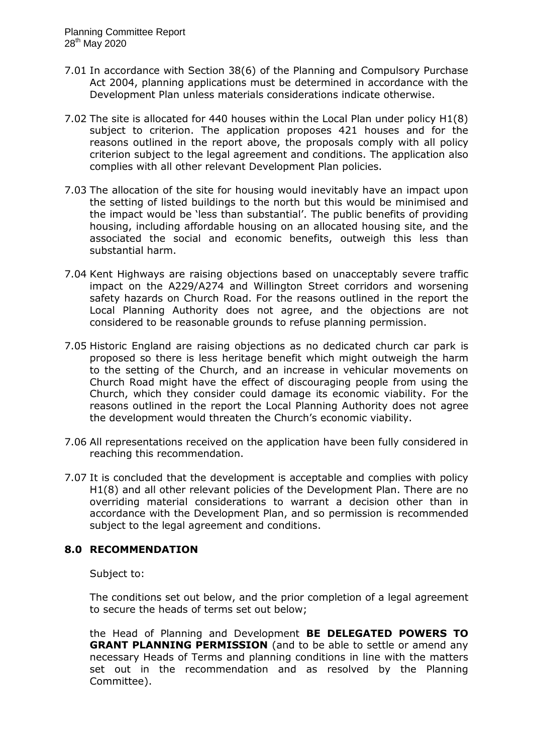7.01 In accordance with Section 38(6) of the Planning and Compulsory Purchase Act 2004, planning applications must be determined in accordance with the Development Plan unless materials considerations indicate otherwise.

7.02 The site is allocated for 440 houses within the Local Plan under policy H1(8) subject to criterion. The application proposes 421 houses and for the reasons outlined in the report above, the proposals comply with all policy criterion subject to the legal agreement and conditions. The application also complies with all other relevant Development Plan policies.

7.03 The allocation of the site for housing would inevitably have an impact upon the setting of listed buildings to the north but this would be minimised and the impact would be 'less than substantial'. The public benefits of providing housing, including affordable housing on an allocated housing site, and the associated the social and economic benefits, outweigh this less than substantial harm.

7.04 Kent Highways are raising objections based on unacceptably severe traffic impact on the A229/A274 and Willington Street corridors and worsening safety hazards on Church Road. For the reasons outlined in the report the Local Planning Authority does not agree, and the objections are not considered to be reasonable grounds to refuse planning permission.

7.05 Historic England are raising objections as no dedicated church car park is proposed so there is less heritage benefit which might outweigh the harm to the setting of the Church, and an increase in vehicular movements on Church Road might have the effect of discouraging people from using the Church, which they consider could damage its economic viability. For the reasons outlined in the report the Local Planning Authority does not agree the development would threaten the Church's economic viability.

7.06 All representations received on the application have been fully considered in reaching this recommendation.

7.07 It is concluded that the development is acceptable and complies with policy H1(8) and all other relevant policies of the Development Plan. There are no overriding material considerations to warrant a decision other than in accordance with the Development Plan, and so permission is recommended subject to the legal agreement and conditions.

## 8.0 RECOMMENDATION

Subject to:

The conditions set out below, and the prior completion of a legal agreement to secure the heads of terms set out below;

the Head of Planning and Development **BE DELEGATED POWERS TO GRANT PLANNING PERMISSION** (and to be able to settle or amend any necessary Heads of Terms and planning conditions in line with the matters set out in the recommendation and as resolved by the Planning Committee).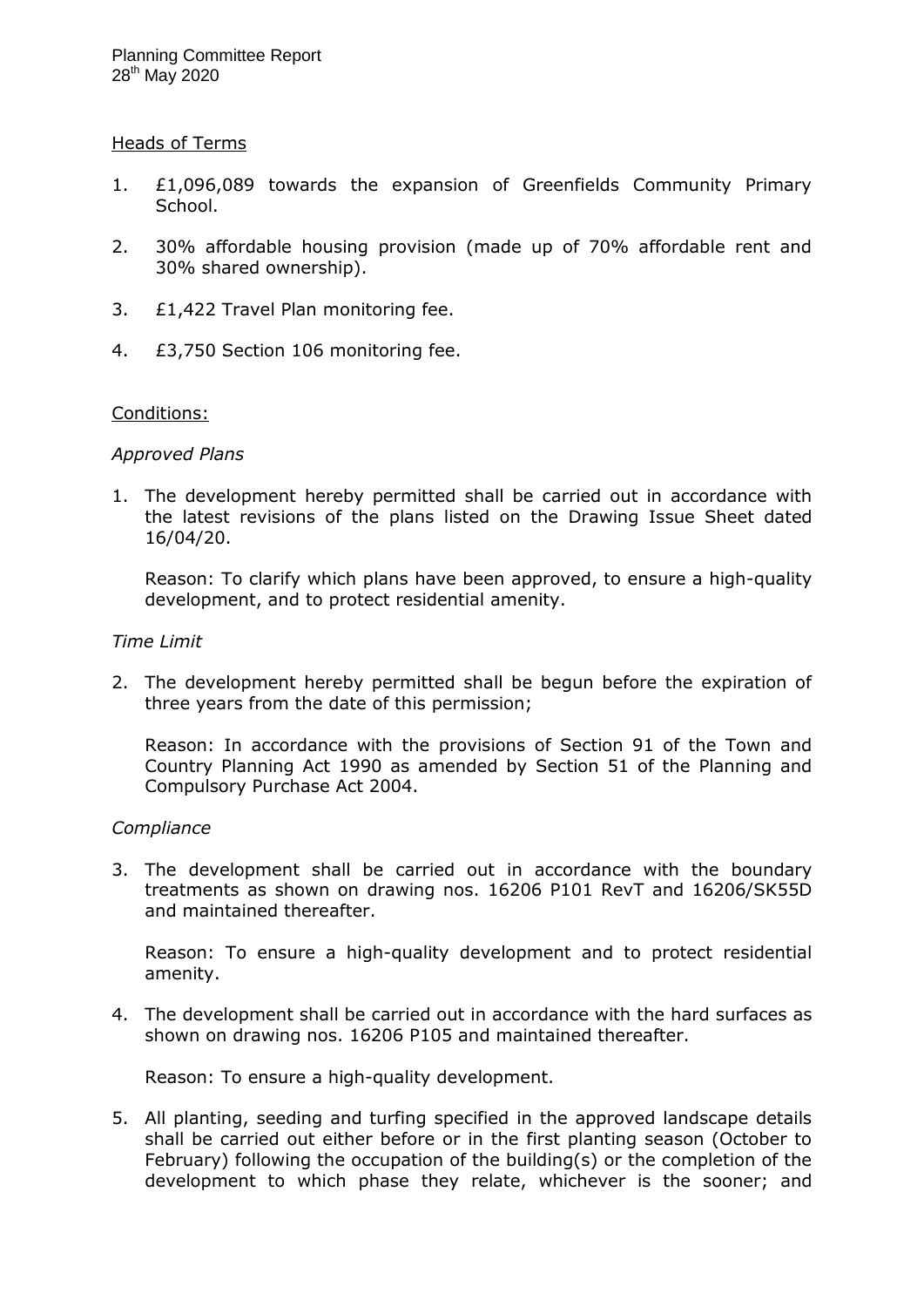Heads of Terms

1. £1,096,089 towards the expansion of Greenfields Community Primary School.

2. 30% affordable housing provision (made up of 70% affordable rent and 30% shared ownership).

3. £1,422 Travel Plan monitoring fee.

4. £3,750 Section 106 monitoring fee.

Conditions:

*Approved Plans*

1. The development hereby permitted shall be carried out in accordance with the latest revisions of the plans listed on the Drawing Issue Sheet dated 16/04/20.

   Reason: To clarify which plans have been approved, to ensure a high-quality development, and to protect residential amenity.

*Time Limit*

2. The development hereby permitted shall be begun before the expiration of three years from the date of this permission;

   Reason: In accordance with the provisions of Section 91 of the Town and Country Planning Act 1990 as amended by Section 51 of the Planning and Compulsory Purchase Act 2004.

*Compliance*

3. The development shall be carried out in accordance with the boundary treatments as shown on drawing nos. 16206 P101 RevT and 16206/SK55D and maintained thereafter.

   Reason: To ensure a high-quality development and to protect residential amenity.

4. The development shall be carried out in accordance with the hard surfaces as shown on drawing nos. 16206 P105 and maintained thereafter.

   Reason: To ensure a high-quality development.

5. All planting, seeding and turfing specified in the approved landscape details shall be carried out either before or in the first planting season (October to February) following the occupation of the building(s) or the completion of the development to which phase they relate, whichever is the sooner; and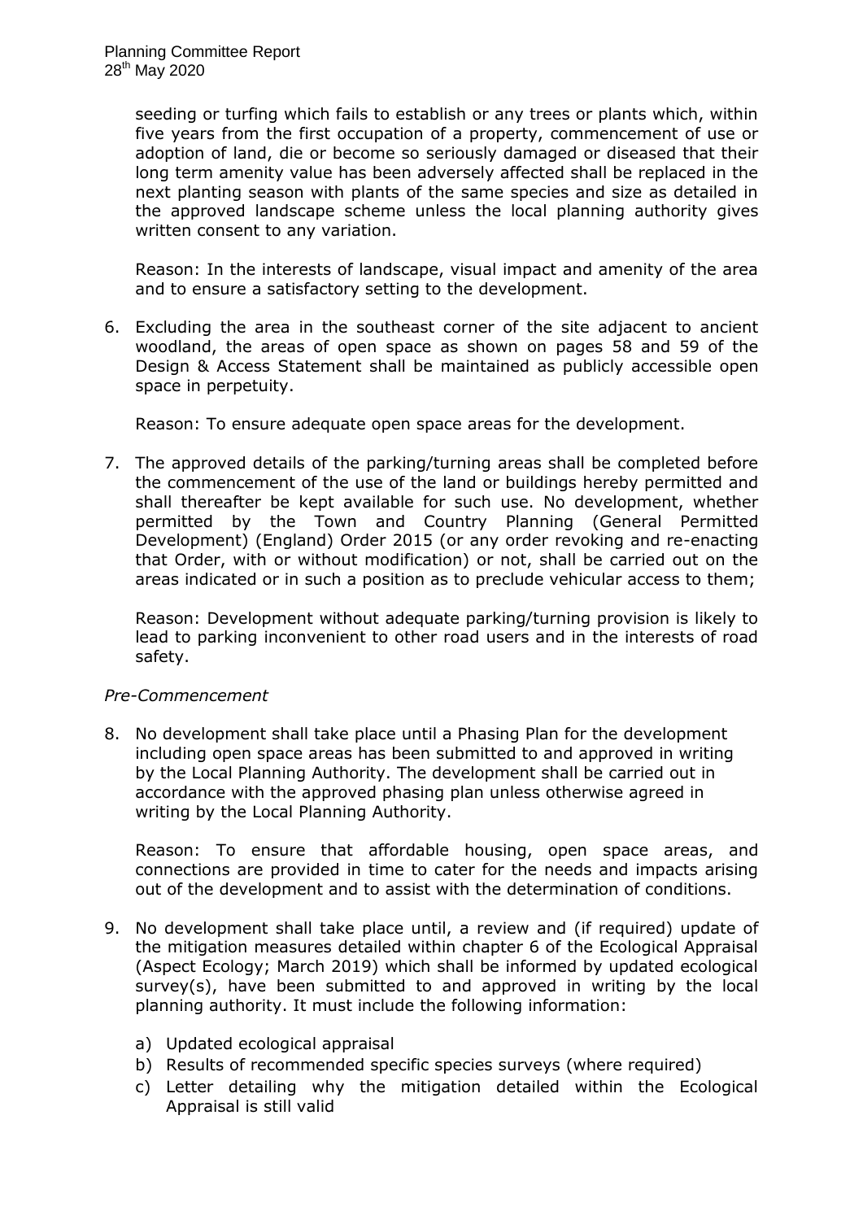seeding or turfing which fails to establish or any trees or plants which, within five years from the first occupation of a property, commencement of use or adoption of land, die or become so seriously damaged or diseased that their long term amenity value has been adversely affected shall be replaced in the next planting season with plants of the same species and size as detailed in the approved landscape scheme unless the local planning authority gives written consent to any variation.

Reason: In the interests of landscape, visual impact and amenity of the area and to ensure a satisfactory setting to the development.

6. Excluding the area in the southeast corner of the site adjacent to ancient woodland, the areas of open space as shown on pages 58 and 59 of the Design & Access Statement shall be maintained as publicly accessible open space in perpetuity.

   Reason: To ensure adequate open space areas for the development.

7. The approved details of the parking/turning areas shall be completed before the commencement of the use of the land or buildings hereby permitted and shall thereafter be kept available for such use. No development, whether permitted by the Town and Country Planning (General Permitted Development) (England) Order 2015 (or any order revoking and re-enacting that Order, with or without modification) or not, shall be carried out on the areas indicated or in such a position as to preclude vehicular access to them;

   Reason: Development without adequate parking/turning provision is likely to lead to parking inconvenient to other road users and in the interests of road safety.

*Pre-Commencement*

8. No development shall take place until a Phasing Plan for the development including open space areas has been submitted to and approved in writing by the Local Planning Authority. The development shall be carried out in accordance with the approved phasing plan unless otherwise agreed in writing by the Local Planning Authority.

   Reason: To ensure that affordable housing, open space areas, and connections are provided in time to cater for the needs and impacts arising out of the development and to assist with the determination of conditions.

9. No development shall take place until, a review and (if required) update of the mitigation measures detailed within chapter 6 of the Ecological Appraisal (Aspect Ecology; March 2019) which shall be informed by updated ecological survey(s), have been submitted to and approved in writing by the local planning authority. It must include the following information:

   a) Updated ecological appraisal
   b) Results of recommended specific species surveys (where required)
   c) Letter detailing why the mitigation detailed within the Ecological Appraisal is still valid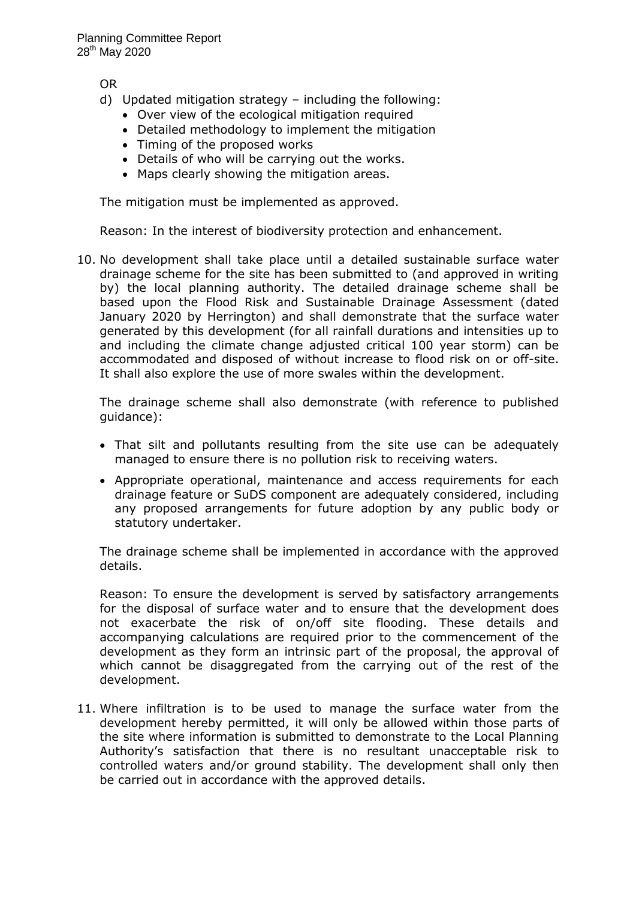OR

d) Updated mitigation strategy – including the following:
   - Over view of the ecological mitigation required
   - Detailed methodology to implement the mitigation
   - Timing of the proposed works
   - Details of who will be carrying out the works.
   - Maps clearly showing the mitigation areas.

The mitigation must be implemented as approved.

Reason: In the interest of biodiversity protection and enhancement.

10. No development shall take place until a detailed sustainable surface water drainage scheme for the site has been submitted to (and approved in writing by) the local planning authority. The detailed drainage scheme shall be based upon the Flood Risk and Sustainable Drainage Assessment (dated January 2020 by Herrington) and shall demonstrate that the surface water generated by this development (for all rainfall durations and intensities up to and including the climate change adjusted critical 100 year storm) can be accommodated and disposed of without increase to flood risk on or off-site. It shall also explore the use of more swales within the development.

    The drainage scheme shall also demonstrate (with reference to published guidance):

    - That silt and pollutants resulting from the site use can be adequately managed to ensure there is no pollution risk to receiving waters.
    - Appropriate operational, maintenance and access requirements for each drainage feature or SuDS component are adequately considered, including any proposed arrangements for future adoption by any public body or statutory undertaker.

    The drainage scheme shall be implemented in accordance with the approved details.

    Reason: To ensure the development is served by satisfactory arrangements for the disposal of surface water and to ensure that the development does not exacerbate the risk of on/off site flooding. These details and accompanying calculations are required prior to the commencement of the development as they form an intrinsic part of the proposal, the approval of which cannot be disaggregated from the carrying out of the rest of the development.

11. Where infiltration is to be used to manage the surface water from the development hereby permitted, it will only be allowed within those parts of the site where information is submitted to demonstrate to the Local Planning Authority's satisfaction that there is no resultant unacceptable risk to controlled waters and/or ground stability. The development shall only then be carried out in accordance with the approved details.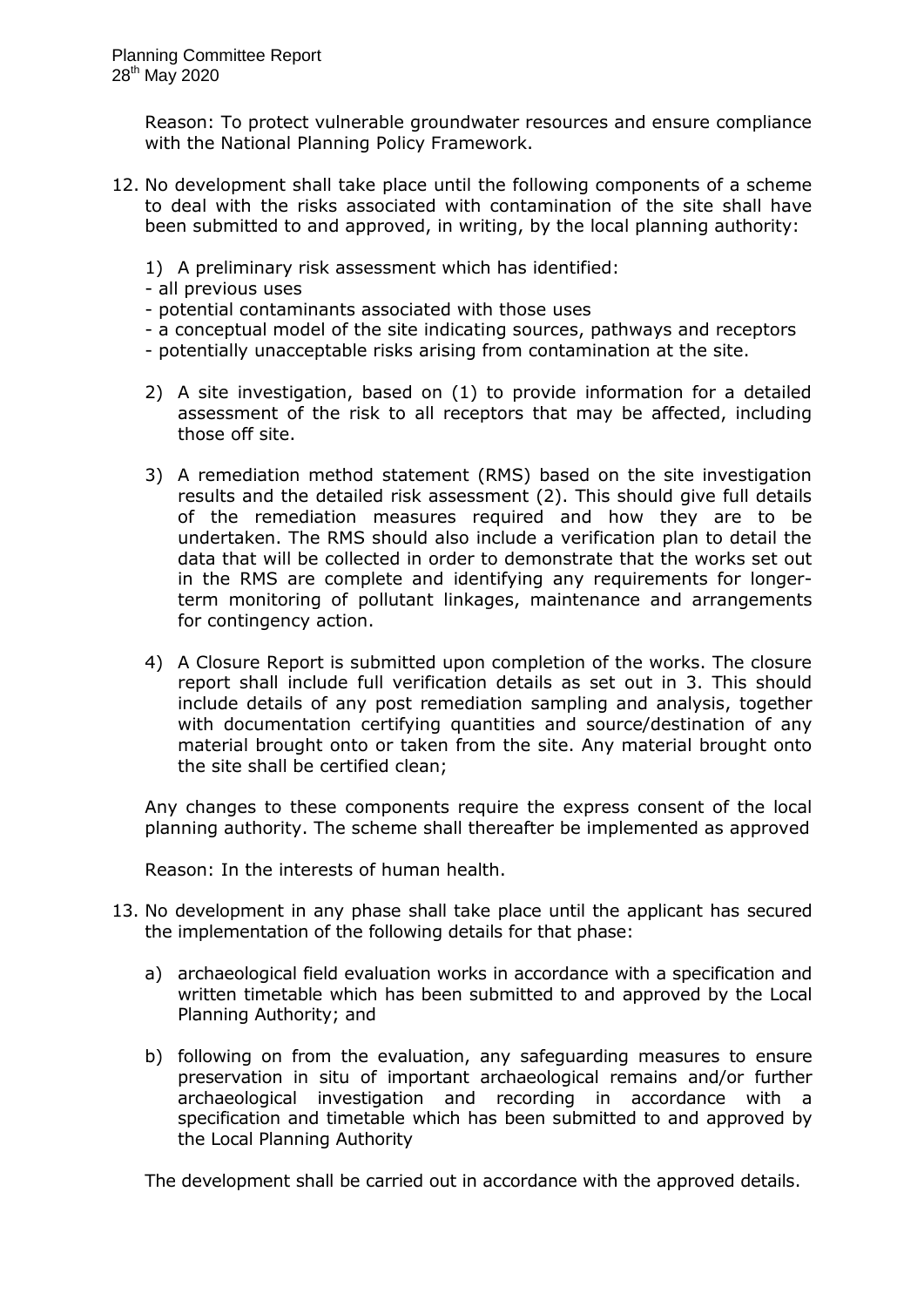Reason: To protect vulnerable groundwater resources and ensure compliance with the National Planning Policy Framework.

12. No development shall take place until the following components of a scheme to deal with the risks associated with contamination of the site shall have been submitted to and approved, in writing, by the local planning authority:

    1) A preliminary risk assessment which has identified:
    - all previous uses
    - potential contaminants associated with those uses
    - a conceptual model of the site indicating sources, pathways and receptors
    - potentially unacceptable risks arising from contamination at the site.

    2) A site investigation, based on (1) to provide information for a detailed assessment of the risk to all receptors that may be affected, including those off site.

    3) A remediation method statement (RMS) based on the site investigation results and the detailed risk assessment (2). This should give full details of the remediation measures required and how they are to be undertaken. The RMS should also include a verification plan to detail the data that will be collected in order to demonstrate that the works set out in the RMS are complete and identifying any requirements for longer-term monitoring of pollutant linkages, maintenance and arrangements for contingency action.

    4) A Closure Report is submitted upon completion of the works. The closure report shall include full verification details as set out in 3. This should include details of any post remediation sampling and analysis, together with documentation certifying quantities and source/destination of any material brought onto or taken from the site. Any material brought onto the site shall be certified clean;

    Any changes to these components require the express consent of the local planning authority. The scheme shall thereafter be implemented as approved

    Reason: In the interests of human health.

13. No development in any phase shall take place until the applicant has secured the implementation of the following details for that phase:

    a) archaeological field evaluation works in accordance with a specification and written timetable which has been submitted to and approved by the Local Planning Authority; and

    b) following on from the evaluation, any safeguarding measures to ensure preservation in situ of important archaeological remains and/or further archaeological investigation and recording in accordance with a specification and timetable which has been submitted to and approved by the Local Planning Authority

    The development shall be carried out in accordance with the approved details.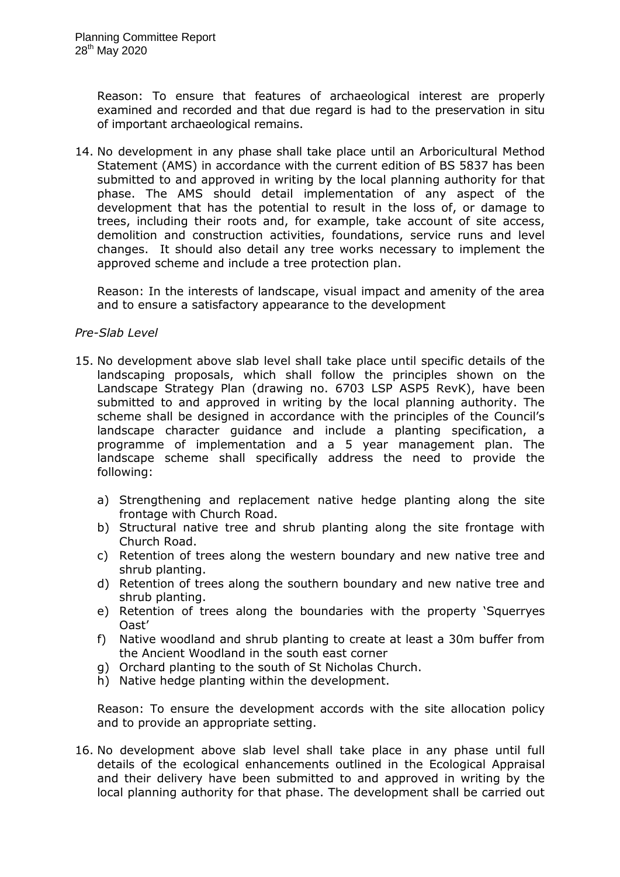Reason: To ensure that features of archaeological interest are properly examined and recorded and that due regard is had to the preservation in situ of important archaeological remains.

14. No development in any phase shall take place until an Arboricultural Method Statement (AMS) in accordance with the current edition of BS 5837 has been submitted to and approved in writing by the local planning authority for that phase. The AMS should detail implementation of any aspect of the development that has the potential to result in the loss of, or damage to trees, including their roots and, for example, take account of site access, demolition and construction activities, foundations, service runs and level changes. It should also detail any tree works necessary to implement the approved scheme and include a tree protection plan.

    Reason: In the interests of landscape, visual impact and amenity of the area and to ensure a satisfactory appearance to the development

*Pre-Slab Level*

15. No development above slab level shall take place until specific details of the landscaping proposals, which shall follow the principles shown on the Landscape Strategy Plan (drawing no. 6703 LSP ASP5 RevK), have been submitted to and approved in writing by the local planning authority. The scheme shall be designed in accordance with the principles of the Council's landscape character guidance and include a planting specification, a programme of implementation and a 5 year management plan. The landscape scheme shall specifically address the need to provide the following:

    a) Strengthening and replacement native hedge planting along the site frontage with Church Road.
    b) Structural native tree and shrub planting along the site frontage with Church Road.
    c) Retention of trees along the western boundary and new native tree and shrub planting.
    d) Retention of trees along the southern boundary and new native tree and shrub planting.
    e) Retention of trees along the boundaries with the property 'Squerryes Oast'
    f) Native woodland and shrub planting to create at least a 30m buffer from the Ancient Woodland in the south east corner
    g) Orchard planting to the south of St Nicholas Church.
    h) Native hedge planting within the development.

    Reason: To ensure the development accords with the site allocation policy and to provide an appropriate setting.

16. No development above slab level shall take place in any phase until full details of the ecological enhancements outlined in the Ecological Appraisal and their delivery have been submitted to and approved in writing by the local planning authority for that phase. The development shall be carried out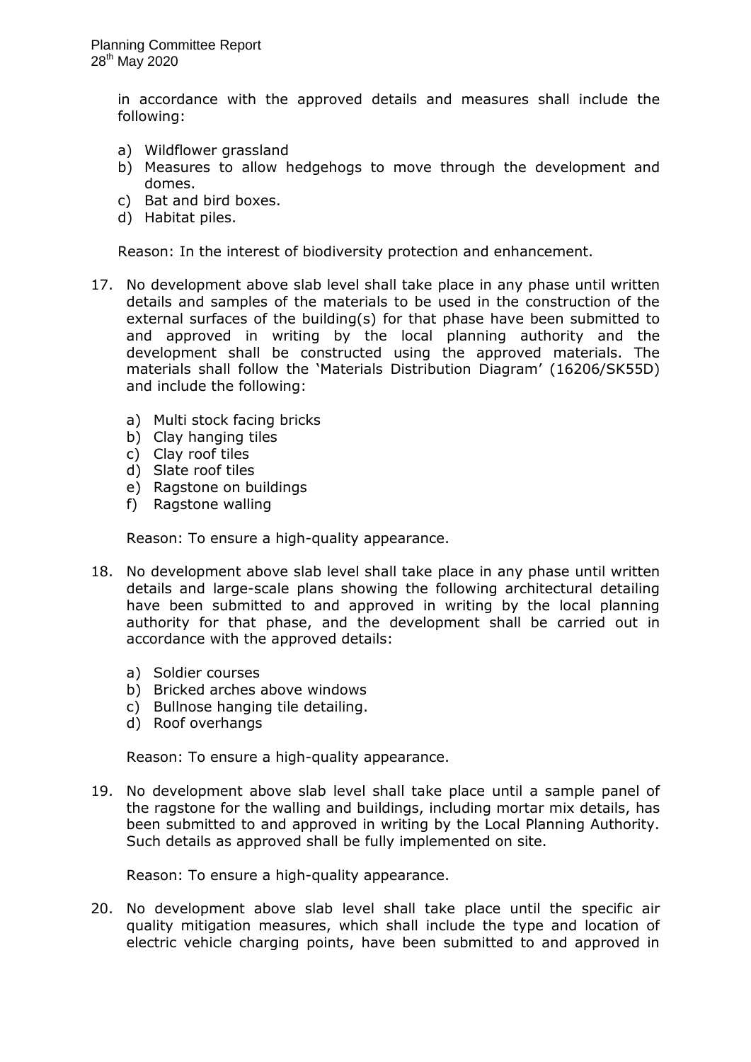in accordance with the approved details and measures shall include the following:

a) Wildflower grassland
b) Measures to allow hedgehogs to move through the development and domes.
c) Bat and bird boxes.
d) Habitat piles.

Reason: In the interest of biodiversity protection and enhancement.

17. No development above slab level shall take place in any phase until written details and samples of the materials to be used in the construction of the external surfaces of the building(s) for that phase have been submitted to and approved in writing by the local planning authority and the development shall be constructed using the approved materials. The materials shall follow the 'Materials Distribution Diagram' (16206/SK55D) and include the following:

    a) Multi stock facing bricks
    b) Clay hanging tiles
    c) Clay roof tiles
    d) Slate roof tiles
    e) Ragstone on buildings
    f) Ragstone walling

    Reason: To ensure a high-quality appearance.

18. No development above slab level shall take place in any phase until written details and large-scale plans showing the following architectural detailing have been submitted to and approved in writing by the local planning authority for that phase, and the development shall be carried out in accordance with the approved details:

    a) Soldier courses
    b) Bricked arches above windows
    c) Bullnose hanging tile detailing.
    d) Roof overhangs

    Reason: To ensure a high-quality appearance.

19. No development above slab level shall take place until a sample panel of the ragstone for the walling and buildings, including mortar mix details, has been submitted to and approved in writing by the Local Planning Authority. Such details as approved shall be fully implemented on site.

    Reason: To ensure a high-quality appearance.

20. No development above slab level shall take place until the specific air quality mitigation measures, which shall include the type and location of electric vehicle charging points, have been submitted to and approved in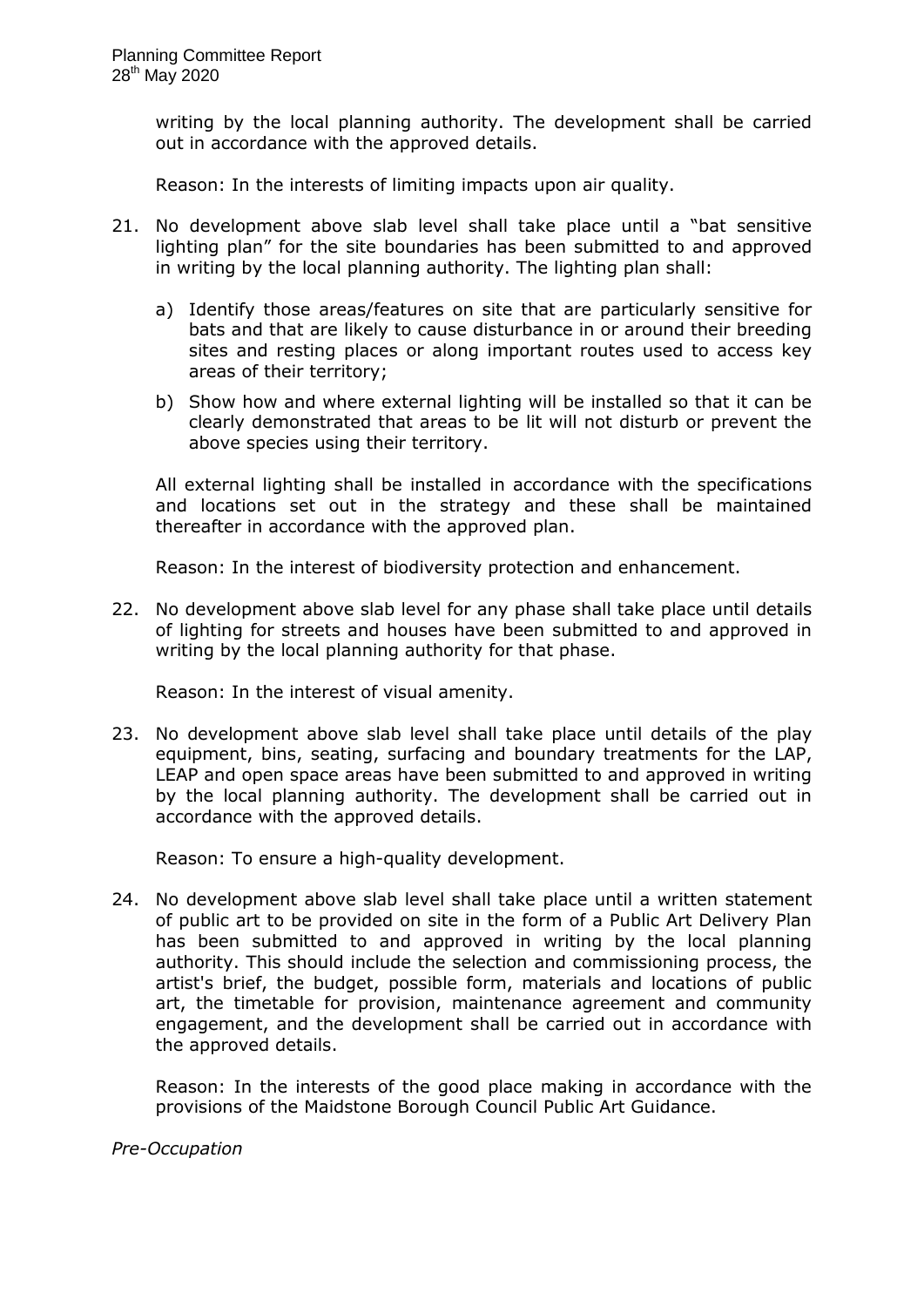writing by the local planning authority. The development shall be carried out in accordance with the approved details.

Reason: In the interests of limiting impacts upon air quality.

21. No development above slab level shall take place until a "bat sensitive lighting plan" for the site boundaries has been submitted to and approved in writing by the local planning authority. The lighting plan shall:

    a) Identify those areas/features on site that are particularly sensitive for bats and that are likely to cause disturbance in or around their breeding sites and resting places or along important routes used to access key areas of their territory;

    b) Show how and where external lighting will be installed so that it can be clearly demonstrated that areas to be lit will not disturb or prevent the above species using their territory.

    All external lighting shall be installed in accordance with the specifications and locations set out in the strategy and these shall be maintained thereafter in accordance with the approved plan.

    Reason: In the interest of biodiversity protection and enhancement.

22. No development above slab level for any phase shall take place until details of lighting for streets and houses have been submitted to and approved in writing by the local planning authority for that phase.

    Reason: In the interest of visual amenity.

23. No development above slab level shall take place until details of the play equipment, bins, seating, surfacing and boundary treatments for the LAP, LEAP and open space areas have been submitted to and approved in writing by the local planning authority. The development shall be carried out in accordance with the approved details.

    Reason: To ensure a high-quality development.

24. No development above slab level shall take place until a written statement of public art to be provided on site in the form of a Public Art Delivery Plan has been submitted to and approved in writing by the local planning authority. This should include the selection and commissioning process, the artist's brief, the budget, possible form, materials and locations of public art, the timetable for provision, maintenance agreement and community engagement, and the development shall be carried out in accordance with the approved details.

    Reason: In the interests of the good place making in accordance with the provisions of the Maidstone Borough Council Public Art Guidance.

*Pre-Occupation*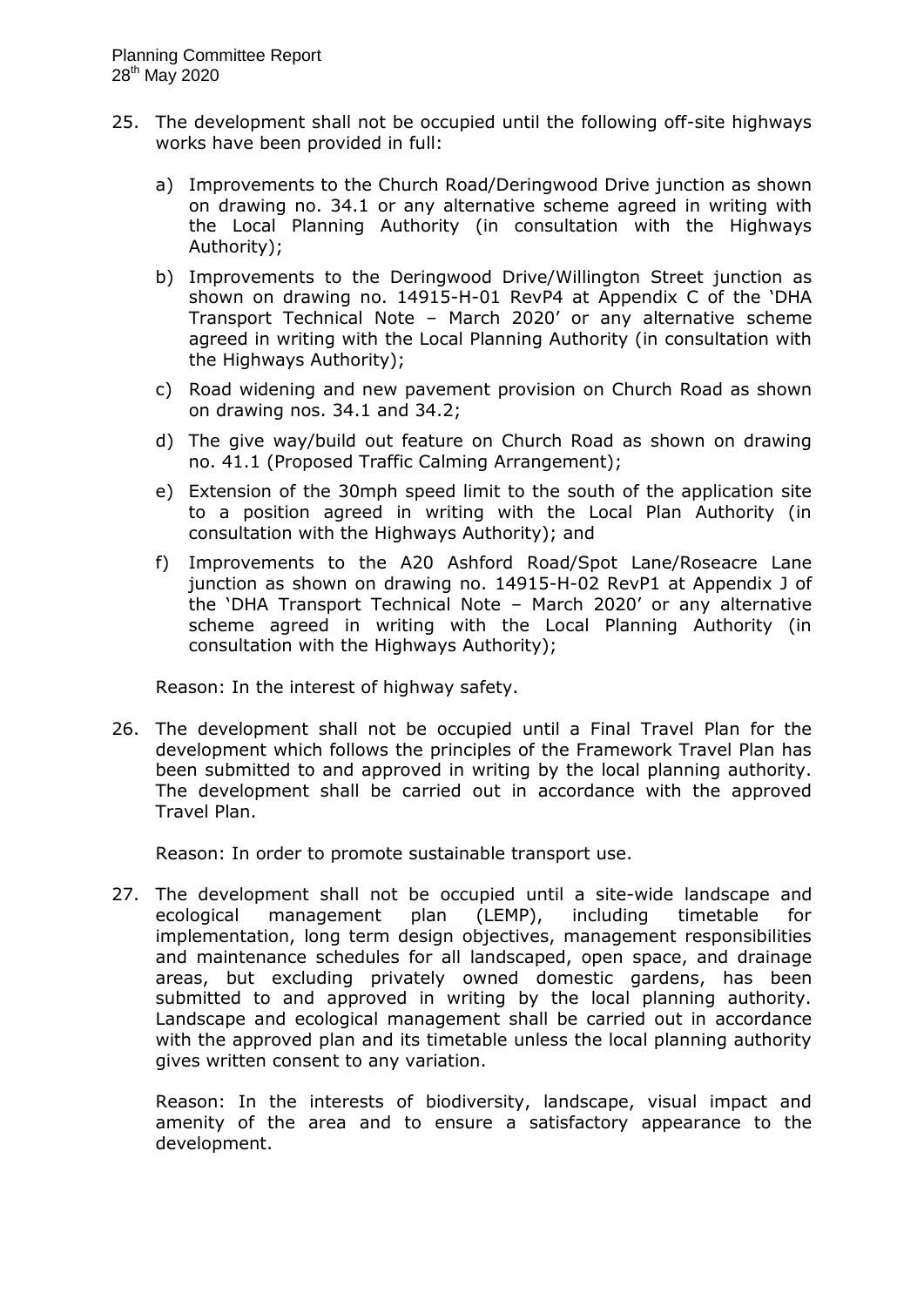25. The development shall not be occupied until the following off-site highways works have been provided in full:

    a) Improvements to the Church Road/Deringwood Drive junction as shown on drawing no. 34.1 or any alternative scheme agreed in writing with the Local Planning Authority (in consultation with the Highways Authority);

    b) Improvements to the Deringwood Drive/Willington Street junction as shown on drawing no. 14915-H-01 RevP4 at Appendix C of the 'DHA Transport Technical Note – March 2020' or any alternative scheme agreed in writing with the Local Planning Authority (in consultation with the Highways Authority);

    c) Road widening and new pavement provision on Church Road as shown on drawing nos. 34.1 and 34.2;

    d) The give way/build out feature on Church Road as shown on drawing no. 41.1 (Proposed Traffic Calming Arrangement);

    e) Extension of the 30mph speed limit to the south of the application site to a position agreed in writing with the Local Plan Authority (in consultation with the Highways Authority); and

    f) Improvements to the A20 Ashford Road/Spot Lane/Roseacre Lane junction as shown on drawing no. 14915-H-02 RevP1 at Appendix J of the 'DHA Transport Technical Note – March 2020' or any alternative scheme agreed in writing with the Local Planning Authority (in consultation with the Highways Authority);

    Reason: In the interest of highway safety.

26. The development shall not be occupied until a Final Travel Plan for the development which follows the principles of the Framework Travel Plan has been submitted to and approved in writing by the local planning authority. The development shall be carried out in accordance with the approved Travel Plan.

    Reason: In order to promote sustainable transport use.

27. The development shall not be occupied until a site-wide landscape and ecological management plan (LEMP), including timetable for implementation, long term design objectives, management responsibilities and maintenance schedules for all landscaped, open space, and drainage areas, but excluding privately owned domestic gardens, has been submitted to and approved in writing by the local planning authority. Landscape and ecological management shall be carried out in accordance with the approved plan and its timetable unless the local planning authority gives written consent to any variation.

    Reason: In the interests of biodiversity, landscape, visual impact and amenity of the area and to ensure a satisfactory appearance to the development.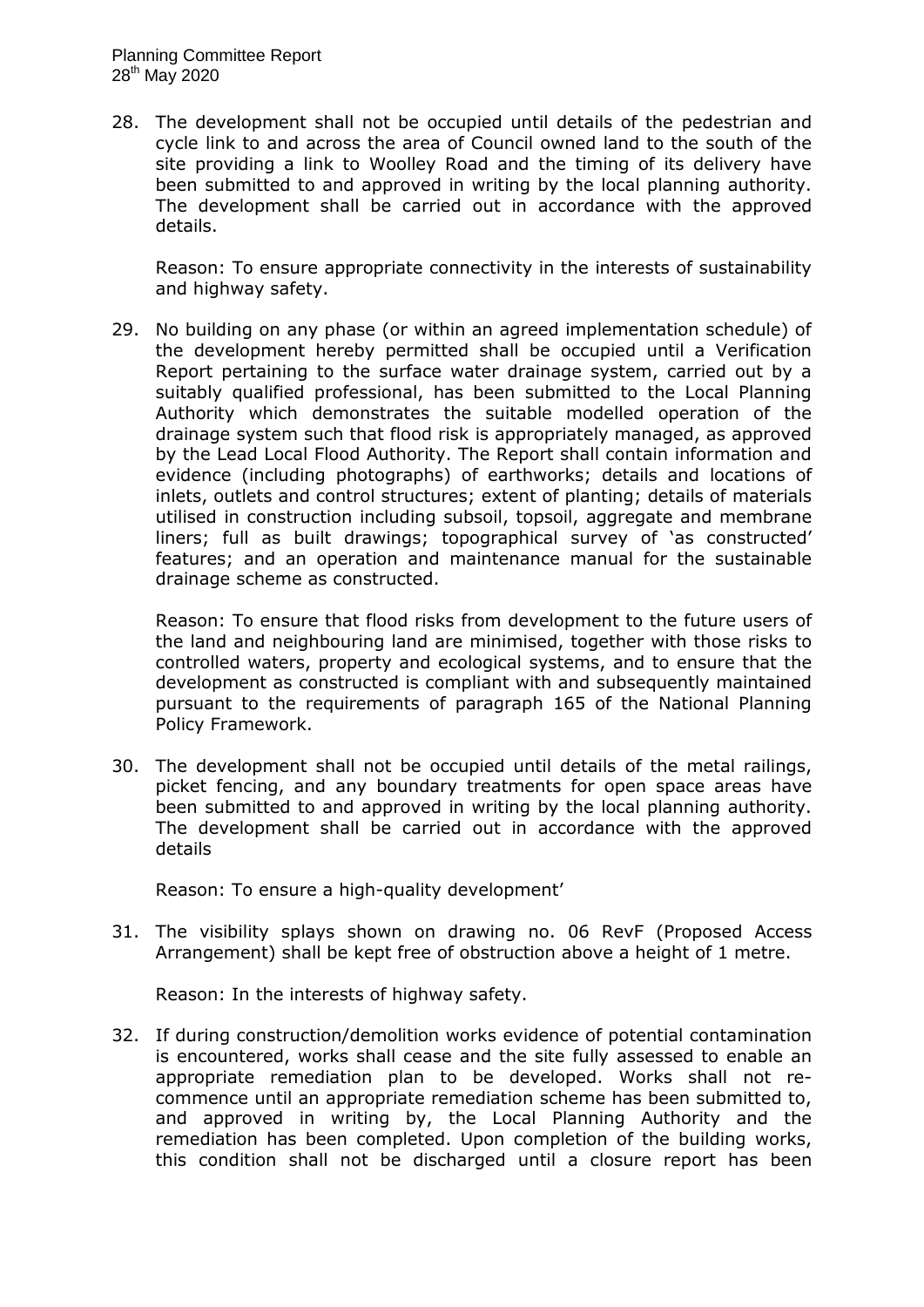28. The development shall not be occupied until details of the pedestrian and cycle link to and across the area of Council owned land to the south of the site providing a link to Woolley Road and the timing of its delivery have been submitted to and approved in writing by the local planning authority. The development shall be carried out in accordance with the approved details.

    Reason: To ensure appropriate connectivity in the interests of sustainability and highway safety.

29. No building on any phase (or within an agreed implementation schedule) of the development hereby permitted shall be occupied until a Verification Report pertaining to the surface water drainage system, carried out by a suitably qualified professional, has been submitted to the Local Planning Authority which demonstrates the suitable modelled operation of the drainage system such that flood risk is appropriately managed, as approved by the Lead Local Flood Authority. The Report shall contain information and evidence (including photographs) of earthworks; details and locations of inlets, outlets and control structures; extent of planting; details of materials utilised in construction including subsoil, topsoil, aggregate and membrane liners; full as built drawings; topographical survey of 'as constructed' features; and an operation and maintenance manual for the sustainable drainage scheme as constructed.

    Reason: To ensure that flood risks from development to the future users of the land and neighbouring land are minimised, together with those risks to controlled waters, property and ecological systems, and to ensure that the development as constructed is compliant with and subsequently maintained pursuant to the requirements of paragraph 165 of the National Planning Policy Framework.

30. The development shall not be occupied until details of the metal railings, picket fencing, and any boundary treatments for open space areas have been submitted to and approved in writing by the local planning authority. The development shall be carried out in accordance with the approved details

    Reason: To ensure a high-quality development'

31. The visibility splays shown on drawing no. 06 RevF (Proposed Access Arrangement) shall be kept free of obstruction above a height of 1 metre.

    Reason: In the interests of highway safety.

32. If during construction/demolition works evidence of potential contamination is encountered, works shall cease and the site fully assessed to enable an appropriate remediation plan to be developed. Works shall not re-commence until an appropriate remediation scheme has been submitted to, and approved in writing by, the Local Planning Authority and the remediation has been completed. Upon completion of the building works, this condition shall not be discharged until a closure report has been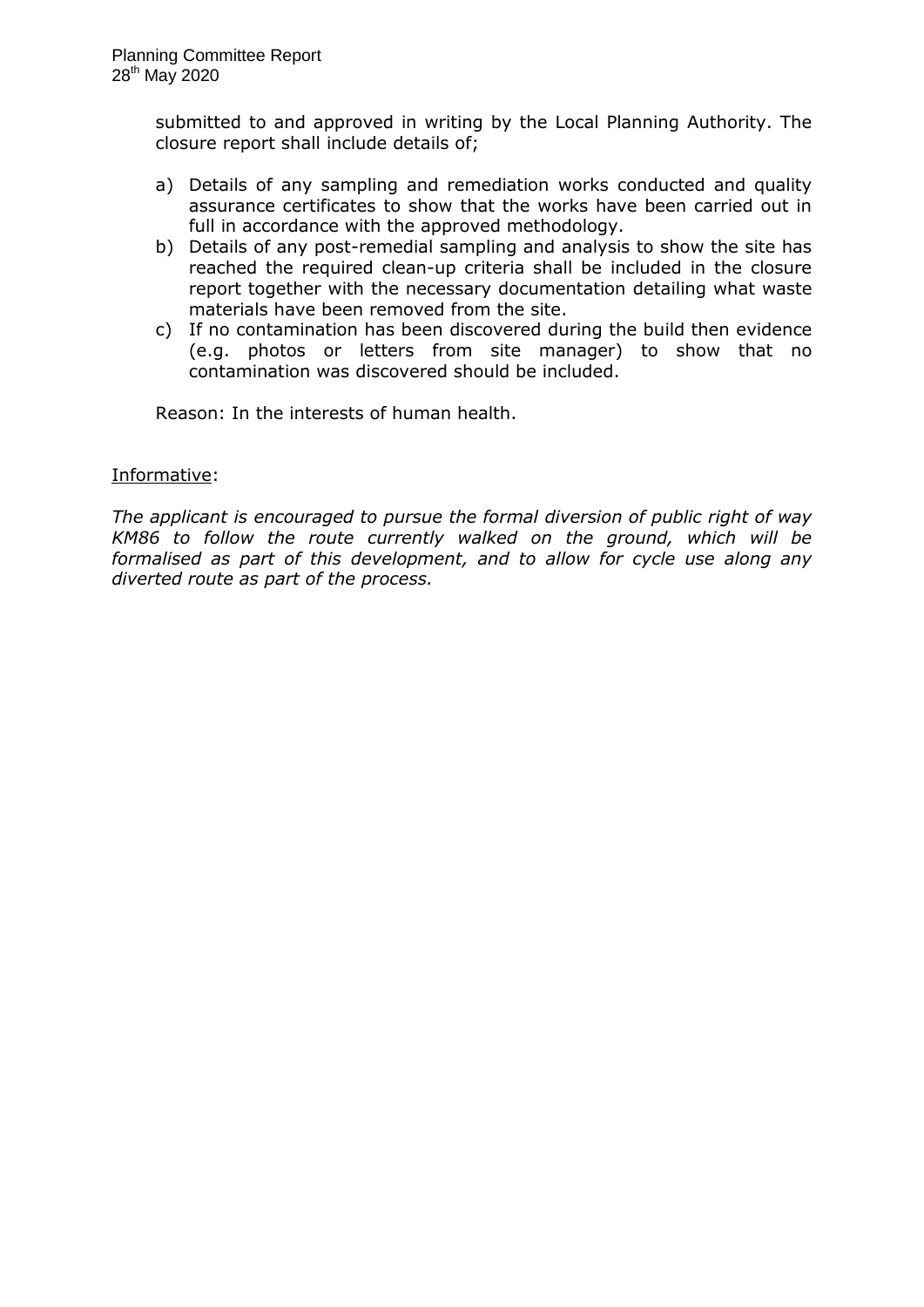submitted to and approved in writing by the Local Planning Authority. The closure report shall include details of;

a) Details of any sampling and remediation works conducted and quality assurance certificates to show that the works have been carried out in full in accordance with the approved methodology.
b) Details of any post-remedial sampling and analysis to show the site has reached the required clean-up criteria shall be included in the closure report together with the necessary documentation detailing what waste materials have been removed from the site.
c) If no contamination has been discovered during the build then evidence (e.g. photos or letters from site manager) to show that no contamination was discovered should be included.

Reason: In the interests of human health.

Informative:

*The applicant is encouraged to pursue the formal diversion of public right of way KM86 to follow the route currently walked on the ground, which will be formalised as part of this development, and to allow for cycle use along any diverted route as part of the process.*